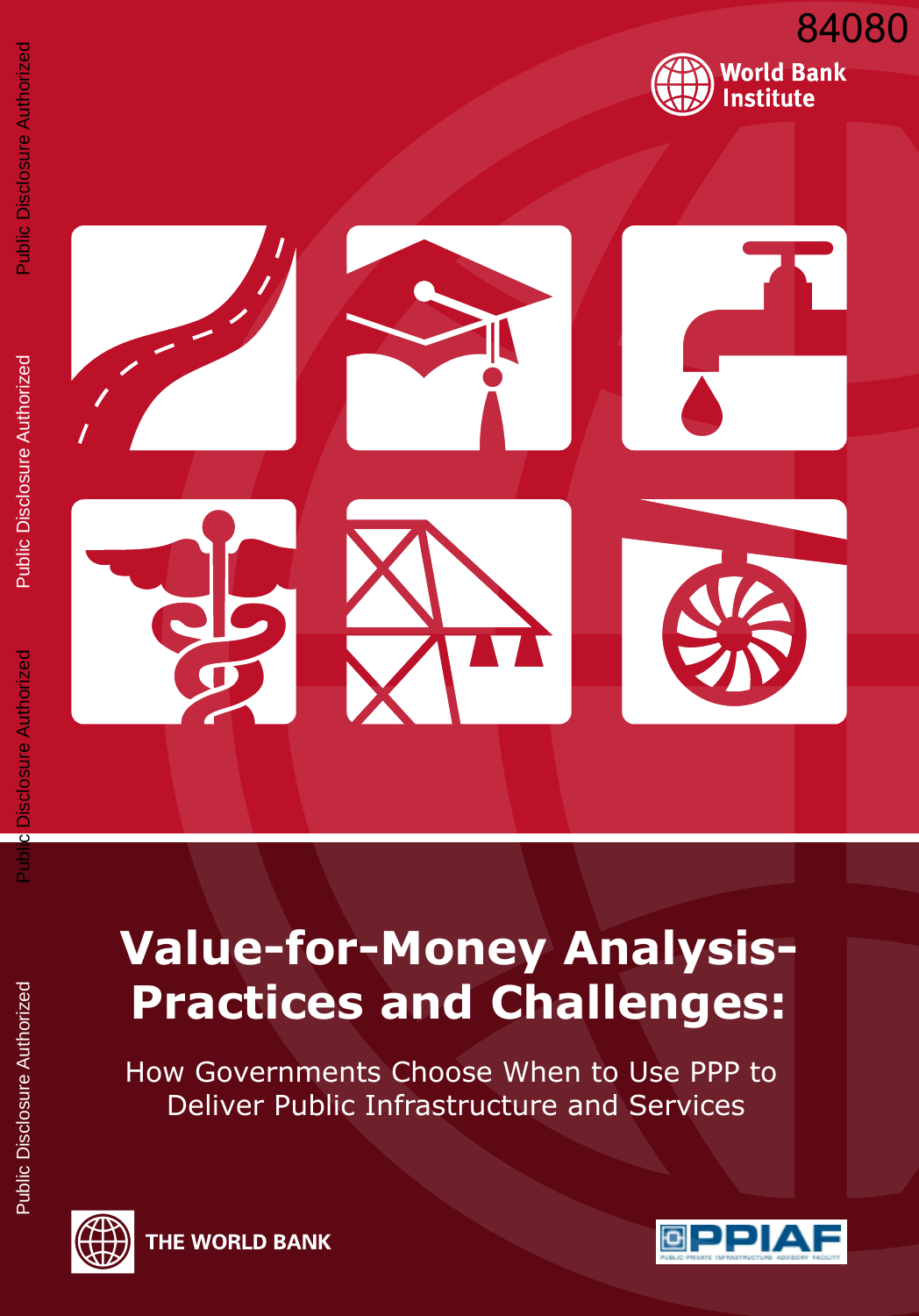84080

World Bank Institute

# Value-for-Money Analysis- Practices and Challenges:

## How Governments Choose When to Use PPP to Deliver Public Infrastructure and Services

THE WORLD BANK

PPIAF

PUBLIC-PRIVATE INFRASTRUCTURE ADVISORY FACILITY

Public Disclosure Authorized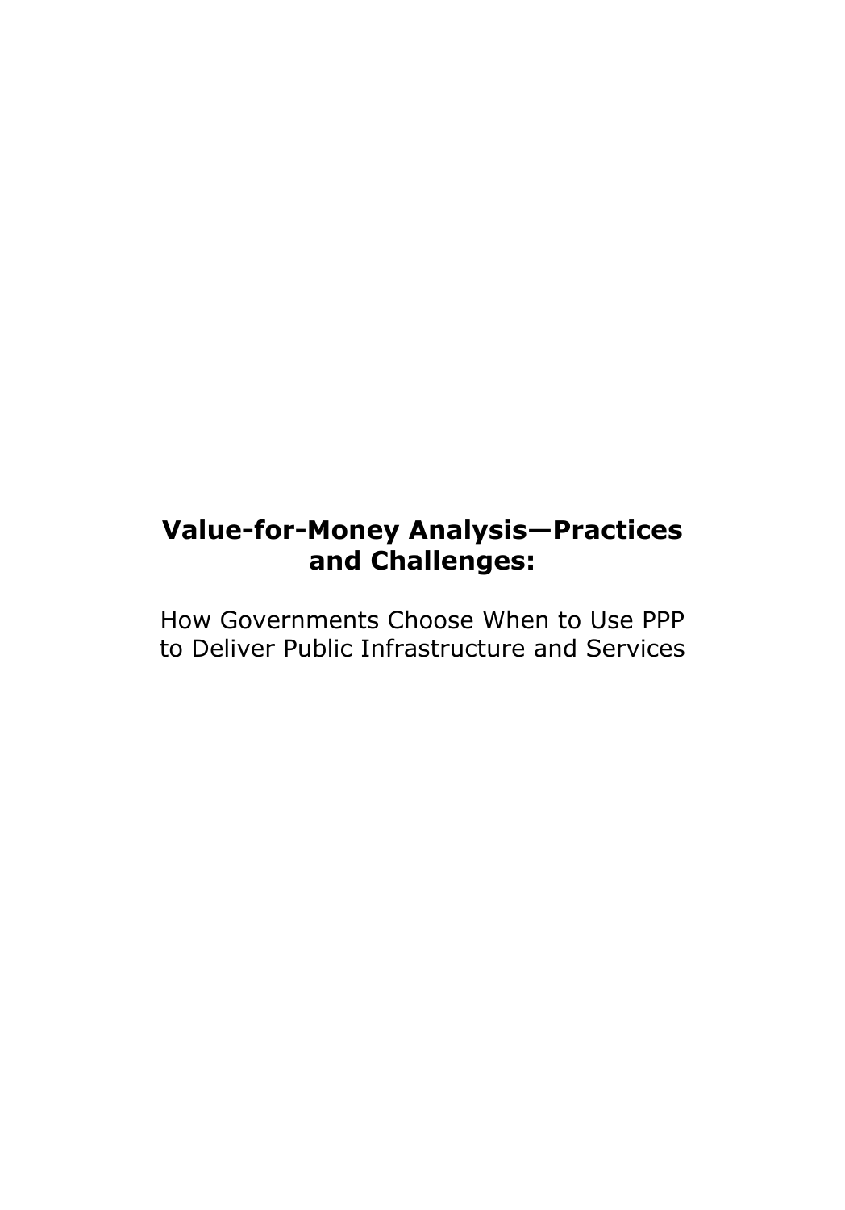# Value-for-Money Analysis—Practices and Challenges:

How Governments Choose When to Use PPP to Deliver Public Infrastructure and Services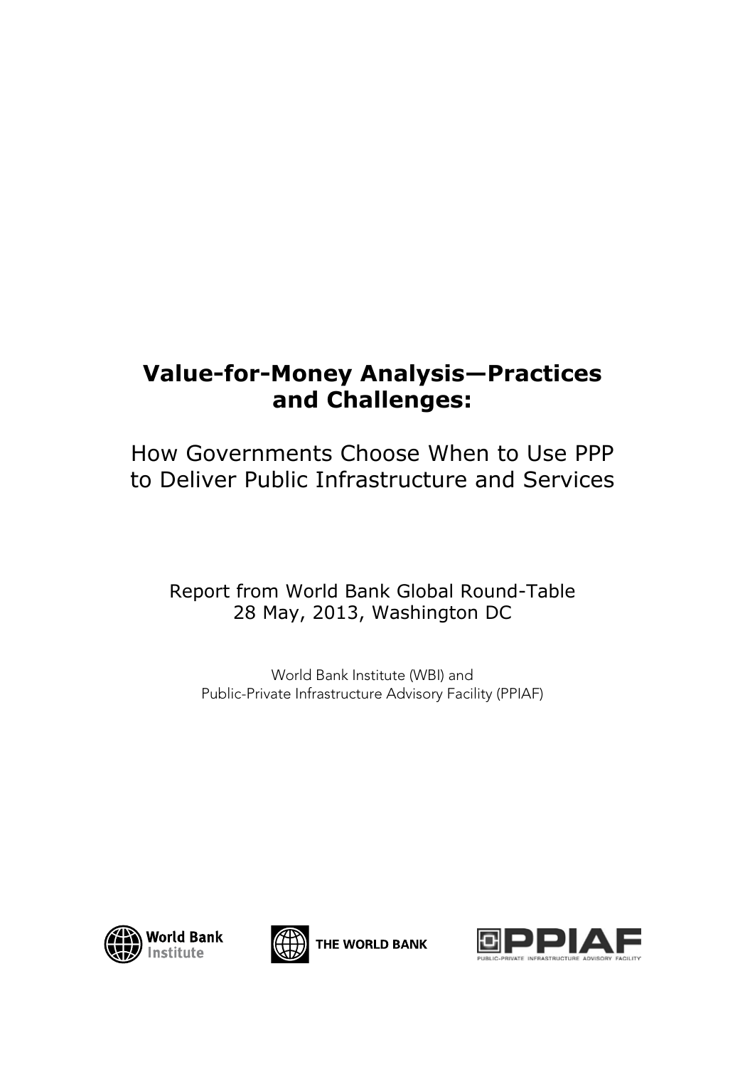# Value-for-Money Analysis—Practices and Challenges:

## How Governments Choose When to Use PPP to Deliver Public Infrastructure and Services

Report from World Bank Global Round-Table
28 May, 2013, Washington DC

World Bank Institute (WBI) and
Public-Private Infrastructure Advisory Facility (PPIAF)

World Bank Institute

THE WORLD BANK

PPIAF

PUBLIC-PRIVATE INFRASTRUCTURE ADVISORY FACILITY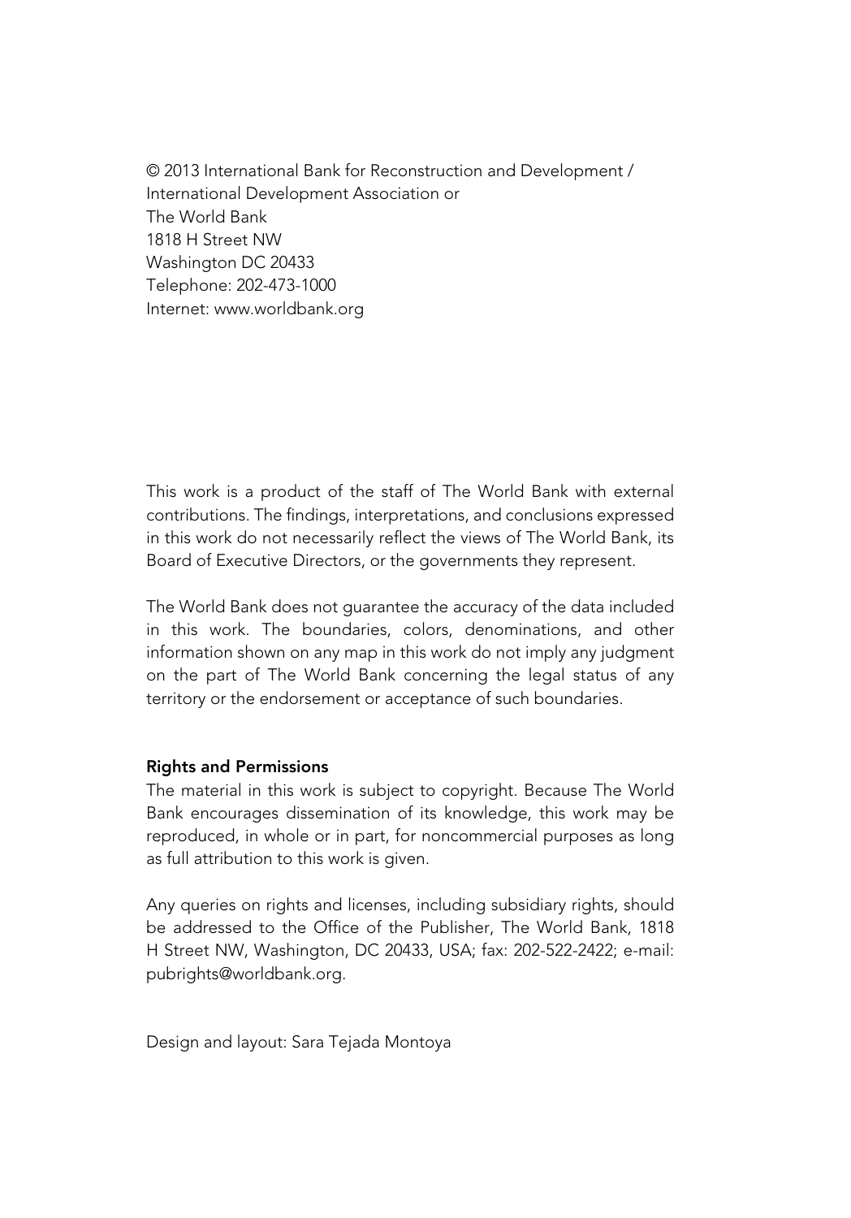© 2013 International Bank for Reconstruction and Development /
International Development Association or
The World Bank
1818 H Street NW
Washington DC 20433
Telephone: 202-473-1000
Internet: www.worldbank.org

This work is a product of the staff of The World Bank with external contributions. The findings, interpretations, and conclusions expressed in this work do not necessarily reflect the views of The World Bank, its Board of Executive Directors, or the governments they represent.

The World Bank does not guarantee the accuracy of the data included in this work. The boundaries, colors, denominations, and other information shown on any map in this work do not imply any judgment on the part of The World Bank concerning the legal status of any territory or the endorsement or acceptance of such boundaries.

**Rights and Permissions**

The material in this work is subject to copyright. Because The World Bank encourages dissemination of its knowledge, this work may be reproduced, in whole or in part, for noncommercial purposes as long as full attribution to this work is given.

Any queries on rights and licenses, including subsidiary rights, should be addressed to the Office of the Publisher, The World Bank, 1818 H Street NW, Washington, DC 20433, USA; fax: 202-522-2422; e-mail: pubrights@worldbank.org.

Design and layout: Sara Tejada Montoya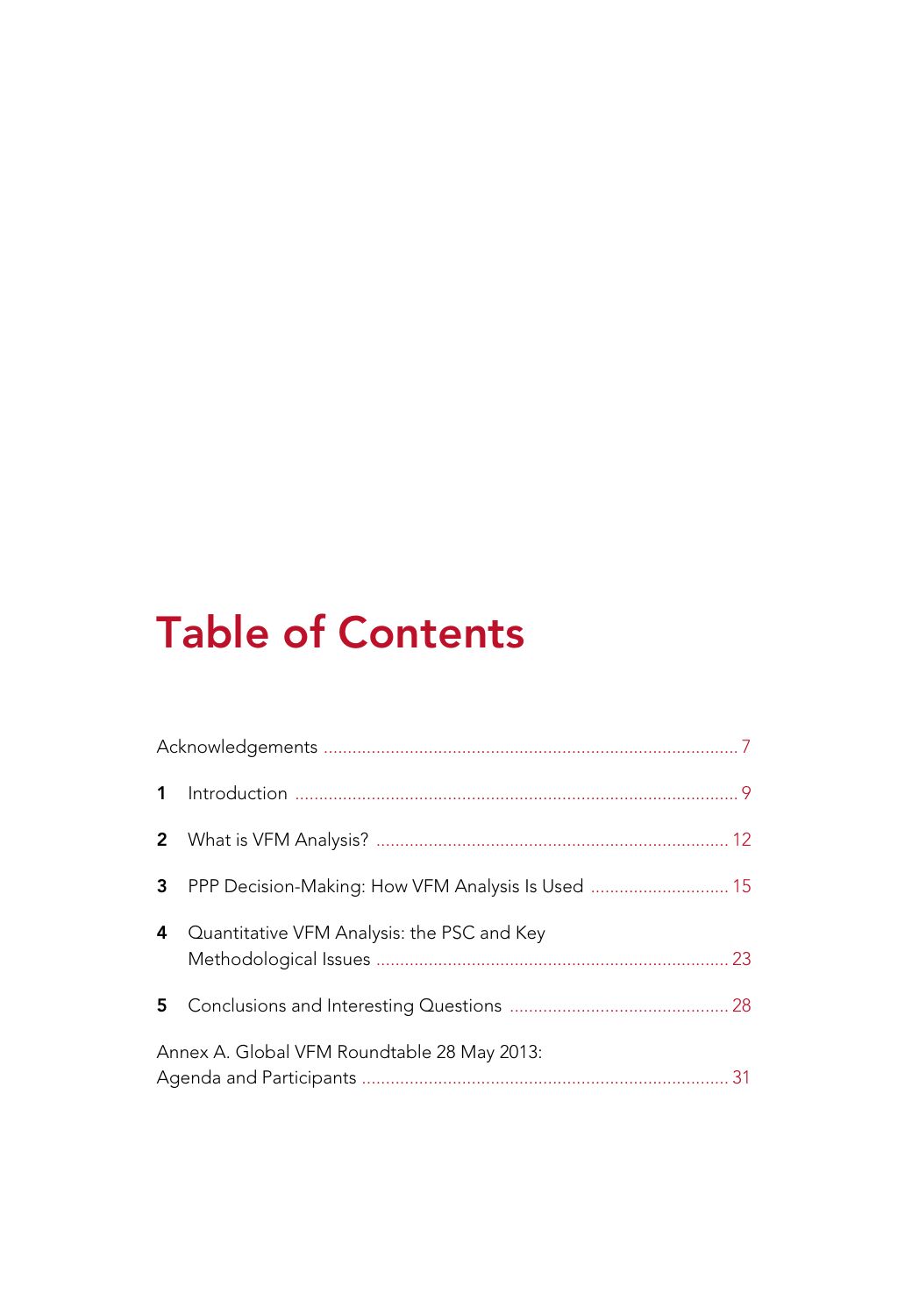# Table of Contents

Acknowledgements ........................................................................................ 7

**1** Introduction ............................................................................................ 9

**2** What is VFM Analysis? ......................................................................... 12

**3** PPP Decision-Making: How VFM Analysis Is Used ............................ 15

**4** Quantitative VFM Analysis: the PSC and Key Methodological Issues ......................................................................... 23

**5** Conclusions and Interesting Questions .............................................. 28

Annex A. Global VFM Roundtable 28 May 2013: Agenda and Participants ............................................................................. 31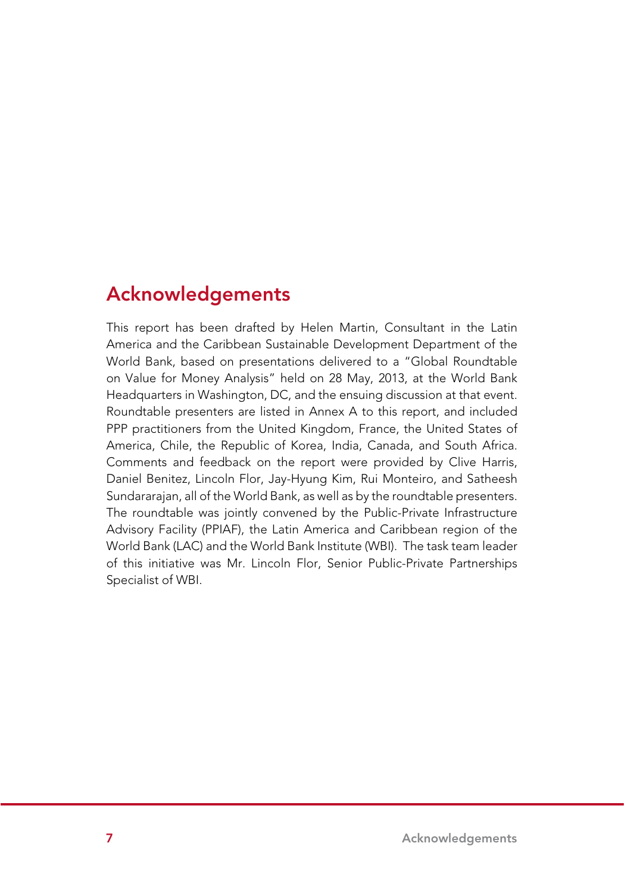# Acknowledgements

This report has been drafted by Helen Martin, Consultant in the Latin America and the Caribbean Sustainable Development Department of the World Bank, based on presentations delivered to a "Global Roundtable on Value for Money Analysis" held on 28 May, 2013, at the World Bank Headquarters in Washington, DC, and the ensuing discussion at that event. Roundtable presenters are listed in Annex A to this report, and included PPP practitioners from the United Kingdom, France, the United States of America, Chile, the Republic of Korea, India, Canada, and South Africa. Comments and feedback on the report were provided by Clive Harris, Daniel Benitez, Lincoln Flor, Jay-Hyung Kim, Rui Monteiro, and Satheesh Sundararajan, all of the World Bank, as well as by the roundtable presenters. The roundtable was jointly convened by the Public-Private Infrastructure Advisory Facility (PPIAF), the Latin America and Caribbean region of the World Bank (LAC) and the World Bank Institute (WBI). The task team leader of this initiative was Mr. Lincoln Flor, Senior Public-Private Partnerships Specialist of WBI.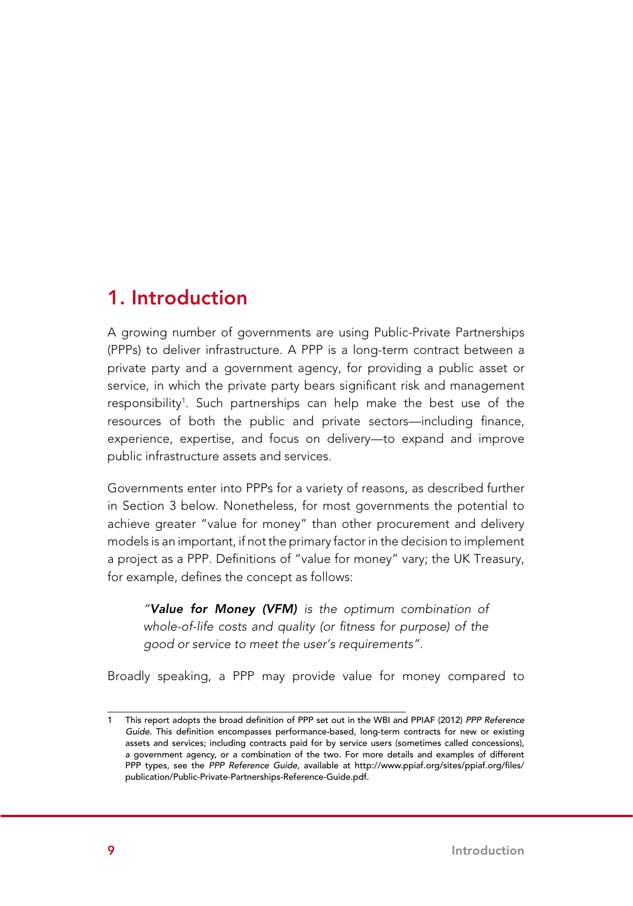# 1. Introduction

A growing number of governments are using Public-Private Partnerships (PPPs) to deliver infrastructure. A PPP is a long-term contract between a private party and a government agency, for providing a public asset or service, in which the private party bears significant risk and management responsibility[1]. Such partnerships can help make the best use of the resources of both the public and private sectors—including finance, experience, expertise, and focus on delivery—to expand and improve public infrastructure assets and services.

Governments enter into PPPs for a variety of reasons, as described further in Section 3 below. Nonetheless, for most governments the potential to achieve greater "value for money" than other procurement and delivery models is an important, if not the primary factor in the decision to implement a project as a PPP. Definitions of "value for money" vary; the UK Treasury, for example, defines the concept as follows:

> *"**Value for Money (VFM)** is the optimum combination of whole-of-life costs and quality (or fitness for purpose) of the good or service to meet the user's requirements".*

Broadly speaking, a PPP may provide value for money compared to

---

1 This report adopts the broad definition of PPP set out in the WBI and PPIAF (2012) *PPP Reference Guide*. This definition encompasses performance-based, long-term contracts for new or existing assets and services; including contracts paid for by service users (sometimes called concessions), a government agency, or a combination of the two. For more details and examples of different PPP types, see the *PPP Reference Guide*, available at http://www.ppiaf.org/sites/ppiaf.org/files/publication/Public-Private-Partnerships-Reference-Guide.pdf.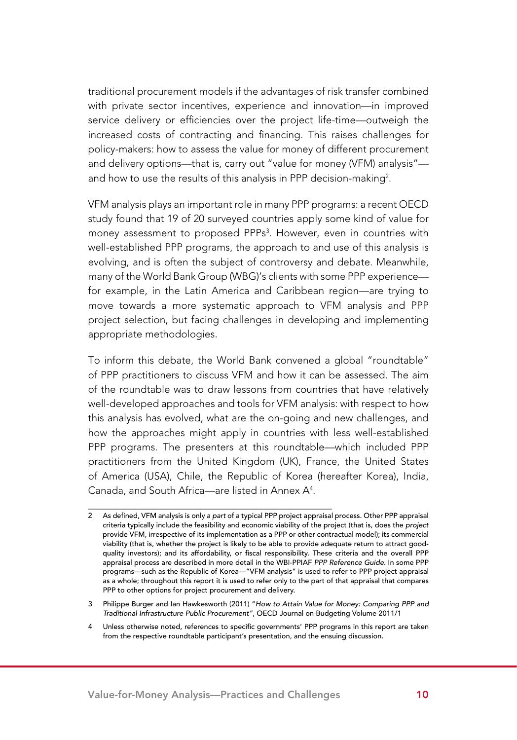traditional procurement models if the advantages of risk transfer combined with private sector incentives, experience and innovation—in improved service delivery or efficiencies over the project life-time—outweigh the increased costs of contracting and financing. This raises challenges for policy-makers: how to assess the value for money of different procurement and delivery options—that is, carry out "value for money (VFM) analysis"—and how to use the results of this analysis in PPP decision-making[2].

VFM analysis plays an important role in many PPP programs: a recent OECD study found that 19 of 20 surveyed countries apply some kind of value for money assessment to proposed PPPs[3]. However, even in countries with well-established PPP programs, the approach to and use of this analysis is evolving, and is often the subject of controversy and debate. Meanwhile, many of the World Bank Group (WBG)'s clients with some PPP experience—for example, in the Latin America and Caribbean region—are trying to move towards a more systematic approach to VFM analysis and PPP project selection, but facing challenges in developing and implementing appropriate methodologies.

To inform this debate, the World Bank convened a global "roundtable" of PPP practitioners to discuss VFM and how it can be assessed. The aim of the roundtable was to draw lessons from countries that have relatively well-developed approaches and tools for VFM analysis: with respect to how this analysis has evolved, what are the on-going and new challenges, and how the approaches might apply in countries with less well-established PPP programs. The presenters at this roundtable—which included PPP practitioners from the United Kingdom (UK), France, the United States of America (USA), Chile, the Republic of Korea (hereafter Korea), India, Canada, and South Africa—are listed in Annex A[4].

---

2 As defined, VFM analysis is only a *part* of a typical PPP project appraisal process. Other PPP appraisal criteria typically include the feasibility and economic viability of the project (that is, does the *project* provide VFM, irrespective of its implementation as a PPP or other contractual model); its commercial viability (that is, whether the project is likely to be able to provide adequate return to attract good-quality investors); and its affordability, or fiscal responsibility. These criteria and the overall PPP appraisal process are described in more detail in the WBI-PPIAF *PPP Reference Guide*. In some PPP programs—such as the Republic of Korea—"VFM analysis" is used to refer to PPP project appraisal as a whole; throughout this report it is used to refer only to the part of that appraisal that compares PPP to other options for project procurement and delivery.

3 Philippe Burger and Ian Hawkesworth (2011) "*How to Attain Value for Money: Comparing PPP and Traditional Infrastructure Public Procurement*", OECD Journal on Budgeting Volume 2011/1

4 Unless otherwise noted, references to specific governments' PPP programs in this report are taken from the respective roundtable participant's presentation, and the ensuing discussion.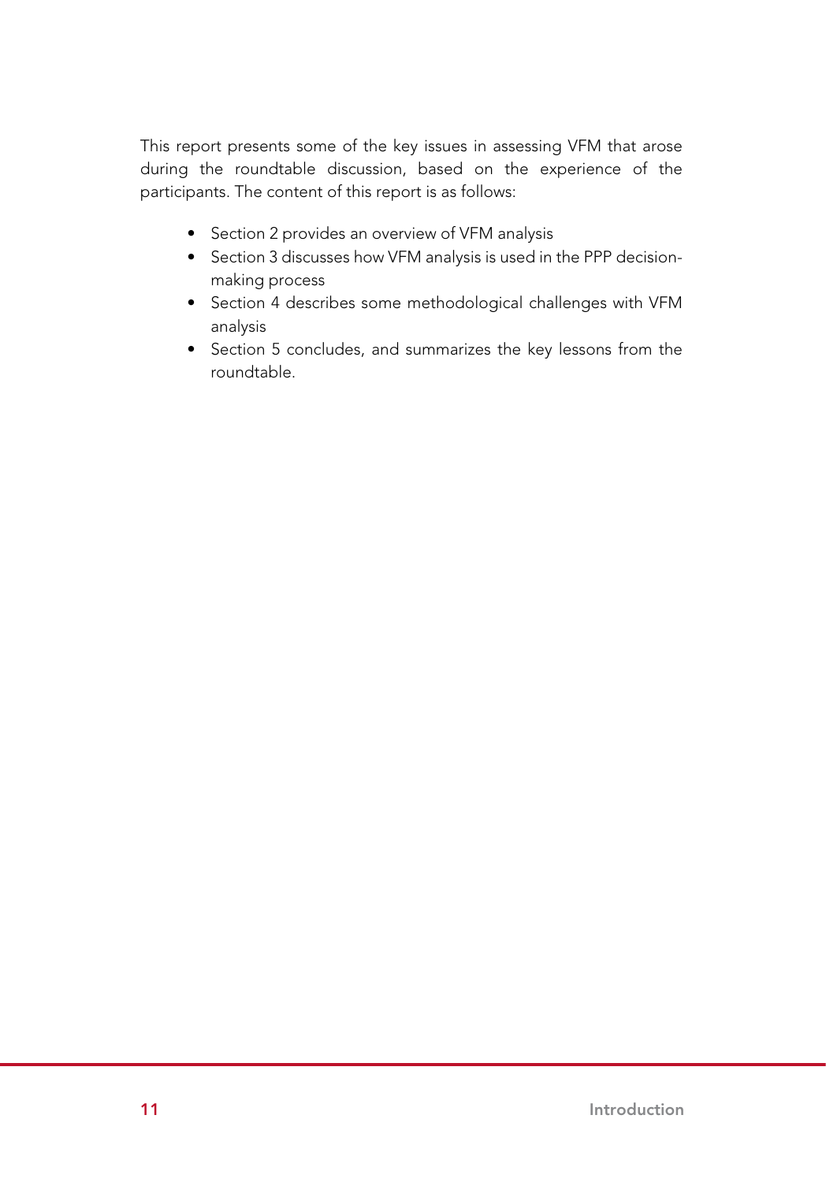This report presents some of the key issues in assessing VFM that arose during the roundtable discussion, based on the experience of the participants. The content of this report is as follows:

- Section 2 provides an overview of VFM analysis
- Section 3 discusses how VFM analysis is used in the PPP decision-making process
- Section 4 describes some methodological challenges with VFM analysis
- Section 5 concludes, and summarizes the key lessons from the roundtable.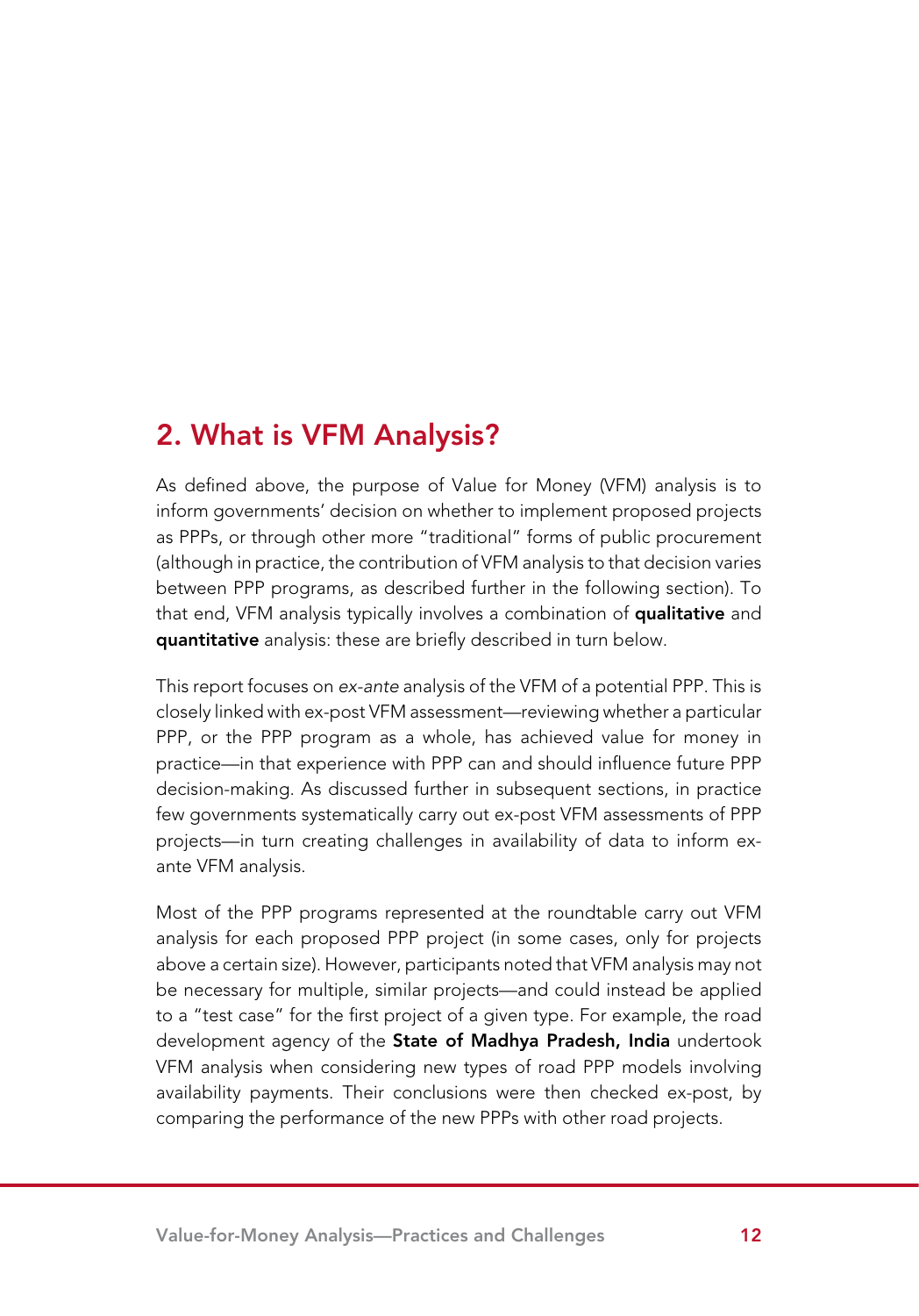## 2. What is VFM Analysis?

As defined above, the purpose of Value for Money (VFM) analysis is to inform governments' decision on whether to implement proposed projects as PPPs, or through other more "traditional" forms of public procurement (although in practice, the contribution of VFM analysis to that decision varies between PPP programs, as described further in the following section). To that end, VFM analysis typically involves a combination of **qualitative** and **quantitative** analysis: these are briefly described in turn below.

This report focuses on *ex-ante* analysis of the VFM of a potential PPP. This is closely linked with ex-post VFM assessment—reviewing whether a particular PPP, or the PPP program as a whole, has achieved value for money in practice—in that experience with PPP can and should influence future PPP decision-making. As discussed further in subsequent sections, in practice few governments systematically carry out ex-post VFM assessments of PPP projects—in turn creating challenges in availability of data to inform ex-ante VFM analysis.

Most of the PPP programs represented at the roundtable carry out VFM analysis for each proposed PPP project (in some cases, only for projects above a certain size). However, participants noted that VFM analysis may not be necessary for multiple, similar projects—and could instead be applied to a "test case" for the first project of a given type. For example, the road development agency of the **State of Madhya Pradesh, India** undertook VFM analysis when considering new types of road PPP models involving availability payments. Their conclusions were then checked ex-post, by comparing the performance of the new PPPs with other road projects.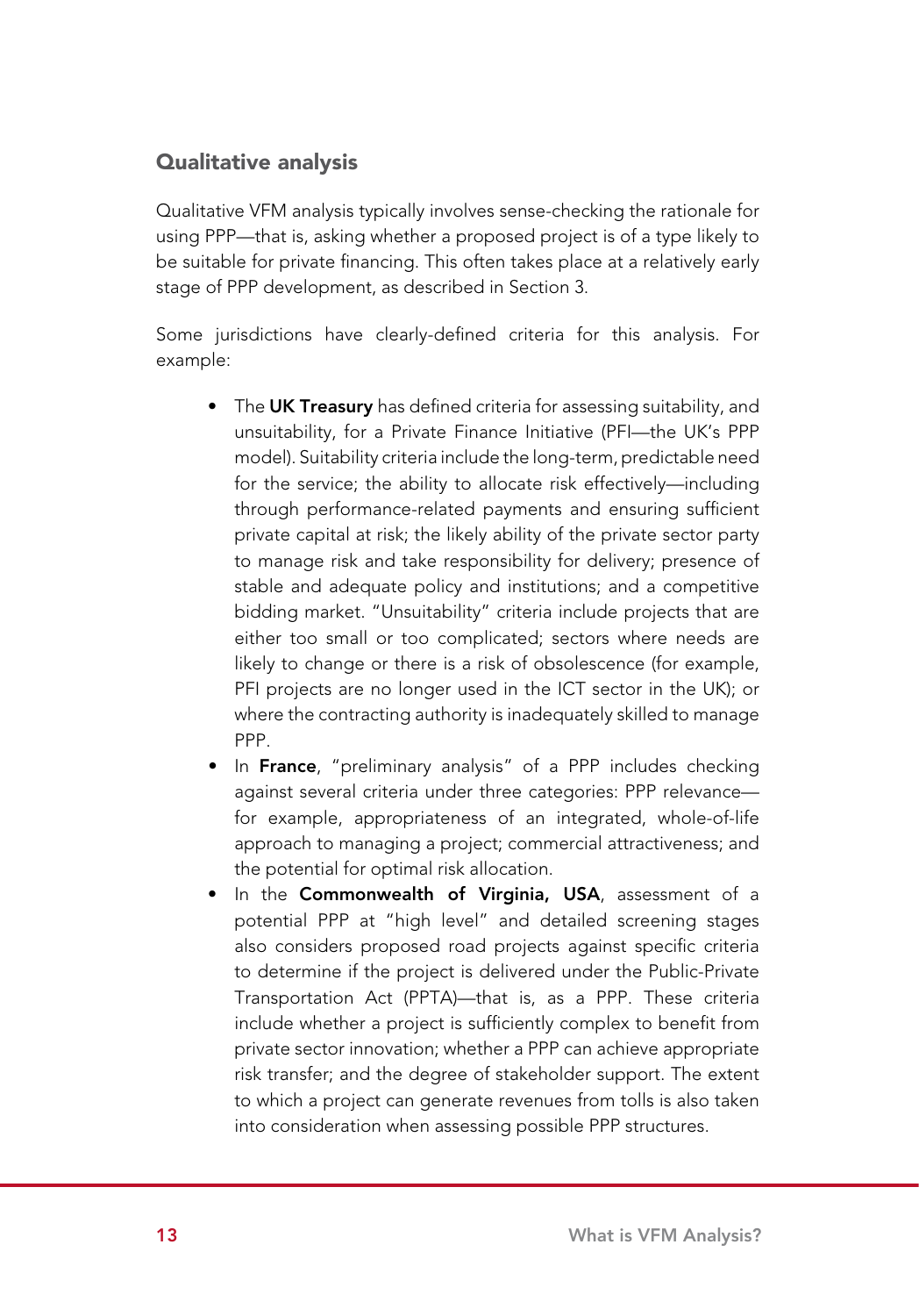## Qualitative analysis

Qualitative VFM analysis typically involves sense-checking the rationale for using PPP—that is, asking whether a proposed project is of a type likely to be suitable for private financing. This often takes place at a relatively early stage of PPP development, as described in Section 3.

Some jurisdictions have clearly-defined criteria for this analysis. For example:

- The **UK Treasury** has defined criteria for assessing suitability, and unsuitability, for a Private Finance Initiative (PFI—the UK's PPP model). Suitability criteria include the long-term, predictable need for the service; the ability to allocate risk effectively—including through performance-related payments and ensuring sufficient private capital at risk; the likely ability of the private sector party to manage risk and take responsibility for delivery; presence of stable and adequate policy and institutions; and a competitive bidding market. "Unsuitability" criteria include projects that are either too small or too complicated; sectors where needs are likely to change or there is a risk of obsolescence (for example, PFI projects are no longer used in the ICT sector in the UK); or where the contracting authority is inadequately skilled to manage PPP.
- In **France**, "preliminary analysis" of a PPP includes checking against several criteria under three categories: PPP relevance—for example, appropriateness of an integrated, whole-of-life approach to managing a project; commercial attractiveness; and the potential for optimal risk allocation.
- In the **Commonwealth of Virginia, USA**, assessment of a potential PPP at "high level" and detailed screening stages also considers proposed road projects against specific criteria to determine if the project is delivered under the Public-Private Transportation Act (PPTA)—that is, as a PPP. These criteria include whether a project is sufficiently complex to benefit from private sector innovation; whether a PPP can achieve appropriate risk transfer; and the degree of stakeholder support. The extent to which a project can generate revenues from tolls is also taken into consideration when assessing possible PPP structures.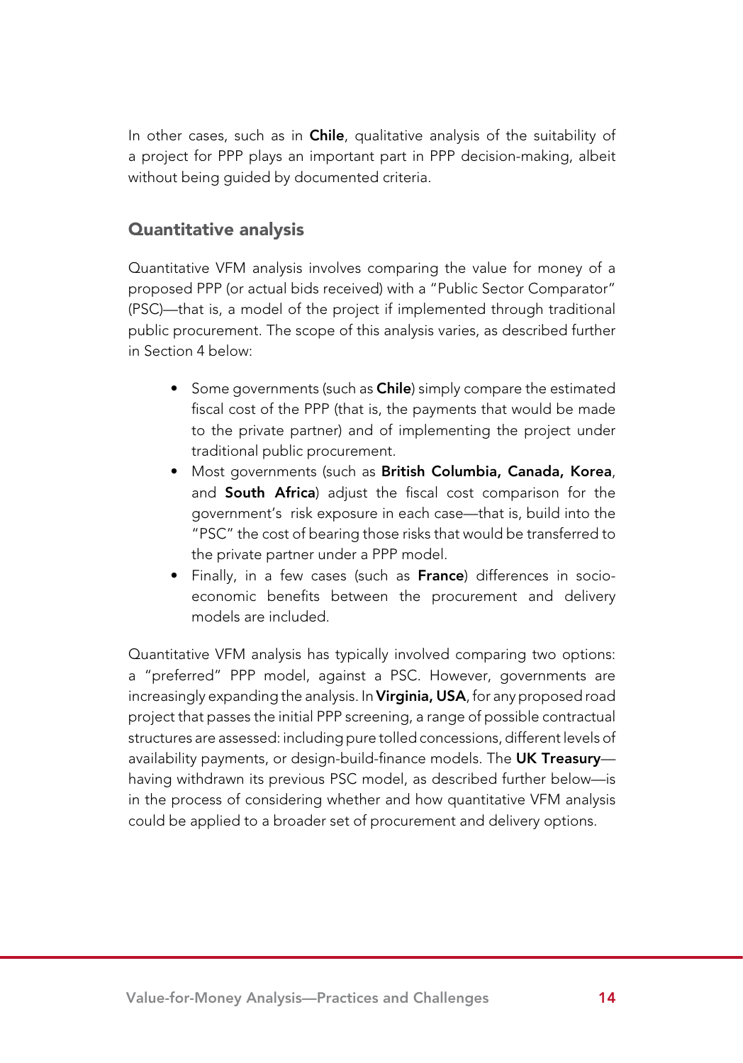In other cases, such as in **Chile**, qualitative analysis of the suitability of a project for PPP plays an important part in PPP decision-making, albeit without being guided by documented criteria.

### Quantitative analysis

Quantitative VFM analysis involves comparing the value for money of a proposed PPP (or actual bids received) with a "Public Sector Comparator" (PSC)—that is, a model of the project if implemented through traditional public procurement. The scope of this analysis varies, as described further in Section 4 below:

- Some governments (such as **Chile**) simply compare the estimated fiscal cost of the PPP (that is, the payments that would be made to the private partner) and of implementing the project under traditional public procurement.
- Most governments (such as **British Columbia, Canada, Korea**, and **South Africa**) adjust the fiscal cost comparison for the government's risk exposure in each case—that is, build into the "PSC" the cost of bearing those risks that would be transferred to the private partner under a PPP model.
- Finally, in a few cases (such as **France**) differences in socio-economic benefits between the procurement and delivery models are included.

Quantitative VFM analysis has typically involved comparing two options: a "preferred" PPP model, against a PSC. However, governments are increasingly expanding the analysis. In **Virginia, USA**, for any proposed road project that passes the initial PPP screening, a range of possible contractual structures are assessed: including pure tolled concessions, different levels of availability payments, or design-build-finance models. The **UK Treasury**—having withdrawn its previous PSC model, as described further below—is in the process of considering whether and how quantitative VFM analysis could be applied to a broader set of procurement and delivery options.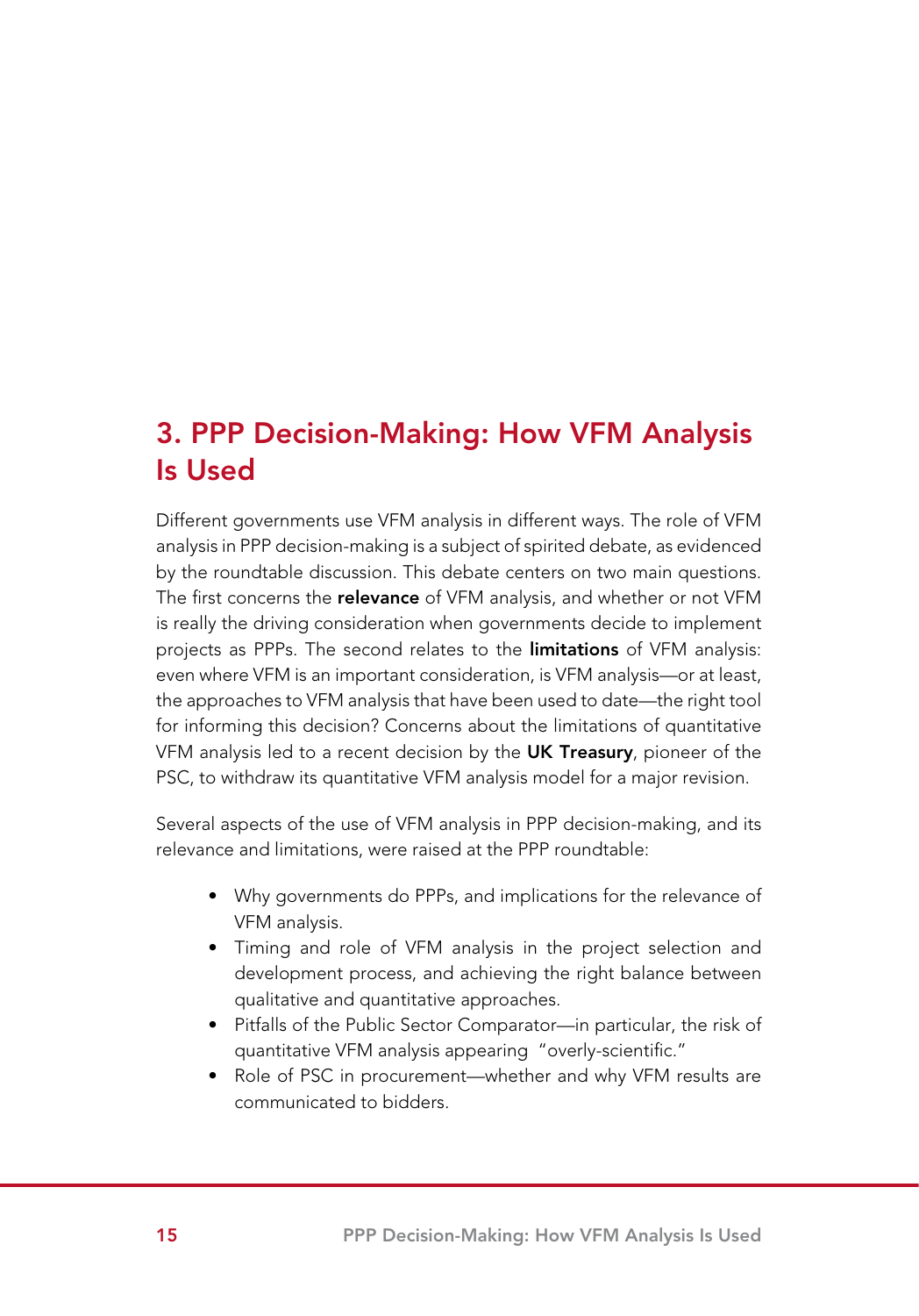# 3. PPP Decision-Making: How VFM Analysis Is Used

Different governments use VFM analysis in different ways. The role of VFM analysis in PPP decision-making is a subject of spirited debate, as evidenced by the roundtable discussion. This debate centers on two main questions. The first concerns the **relevance** of VFM analysis, and whether or not VFM is really the driving consideration when governments decide to implement projects as PPPs. The second relates to the **limitations** of VFM analysis: even where VFM is an important consideration, is VFM analysis—or at least, the approaches to VFM analysis that have been used to date—the right tool for informing this decision? Concerns about the limitations of quantitative VFM analysis led to a recent decision by the **UK Treasury**, pioneer of the PSC, to withdraw its quantitative VFM analysis model for a major revision.

Several aspects of the use of VFM analysis in PPP decision-making, and its relevance and limitations, were raised at the PPP roundtable:

- Why governments do PPPs, and implications for the relevance of VFM analysis.
- Timing and role of VFM analysis in the project selection and development process, and achieving the right balance between qualitative and quantitative approaches.
- Pitfalls of the Public Sector Comparator—in particular, the risk of quantitative VFM analysis appearing "overly-scientific."
- Role of PSC in procurement—whether and why VFM results are communicated to bidders.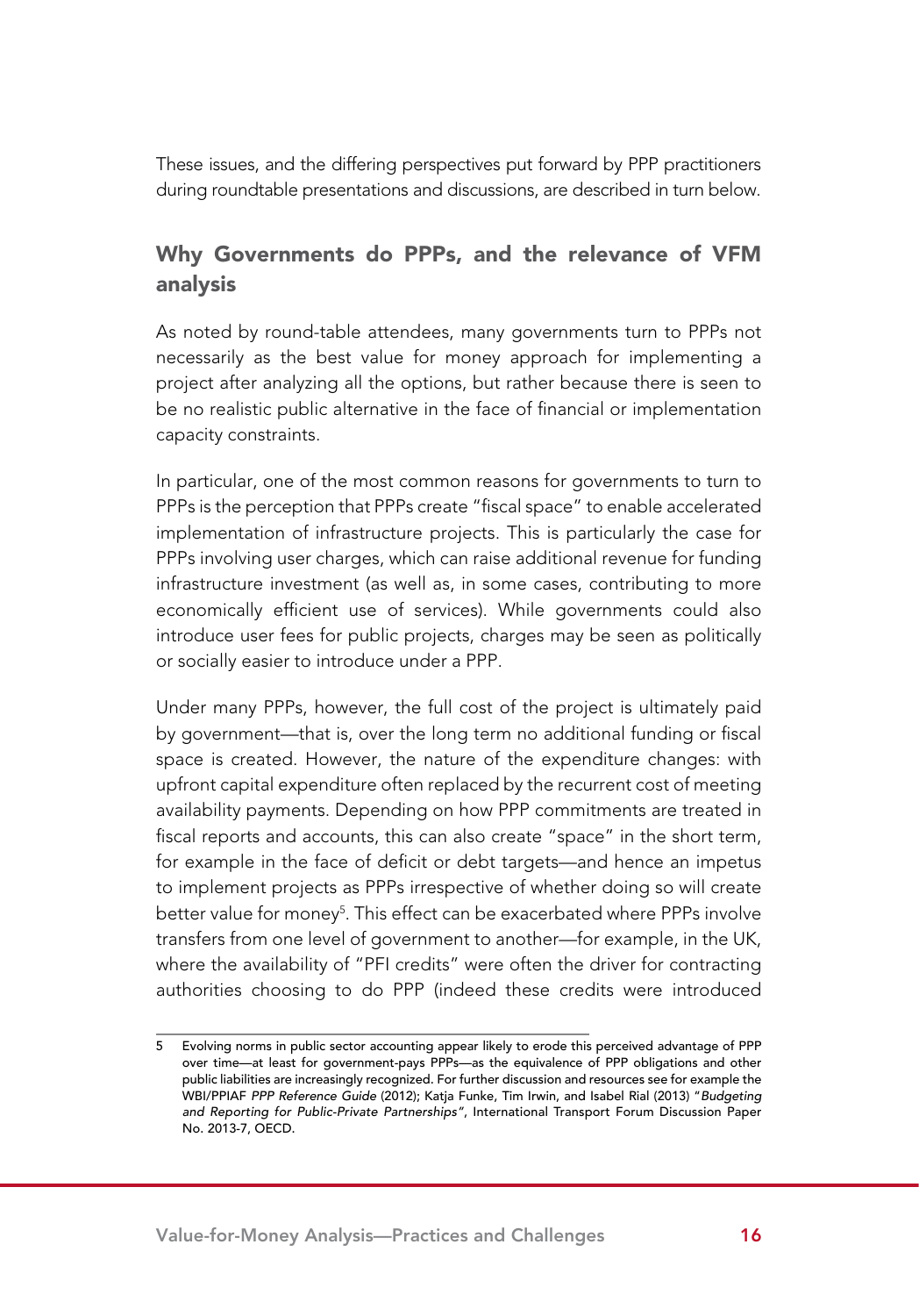These issues, and the differing perspectives put forward by PPP practitioners during roundtable presentations and discussions, are described in turn below.

## Why Governments do PPPs, and the relevance of VFM analysis

As noted by round-table attendees, many governments turn to PPPs not necessarily as the best value for money approach for implementing a project after analyzing all the options, but rather because there is seen to be no realistic public alternative in the face of financial or implementation capacity constraints.

In particular, one of the most common reasons for governments to turn to PPPs is the perception that PPPs create "fiscal space" to enable accelerated implementation of infrastructure projects. This is particularly the case for PPPs involving user charges, which can raise additional revenue for funding infrastructure investment (as well as, in some cases, contributing to more economically efficient use of services). While governments could also introduce user fees for public projects, charges may be seen as politically or socially easier to introduce under a PPP.

Under many PPPs, however, the full cost of the project is ultimately paid by government—that is, over the long term no additional funding or fiscal space is created. However, the nature of the expenditure changes: with upfront capital expenditure often replaced by the recurrent cost of meeting availability payments. Depending on how PPP commitments are treated in fiscal reports and accounts, this can also create "space" in the short term, for example in the face of deficit or debt targets—and hence an impetus to implement projects as PPPs irrespective of whether doing so will create better value for money[5]. This effect can be exacerbated where PPPs involve transfers from one level of government to another—for example, in the UK, where the availability of "PFI credits" were often the driver for contracting authorities choosing to do PPP (indeed these credits were introduced

---

5 Evolving norms in public sector accounting appear likely to erode this perceived advantage of PPP over time—at least for government-pays PPPs—as the equivalence of PPP obligations and other public liabilities are increasingly recognized. For further discussion and resources see for example the WBI/PPIAF *PPP Reference Guide* (2012); Katja Funke, Tim Irwin, and Isabel Rial (2013) "*Budgeting and Reporting for Public-Private Partnerships*", International Transport Forum Discussion Paper No. 2013-7, OECD.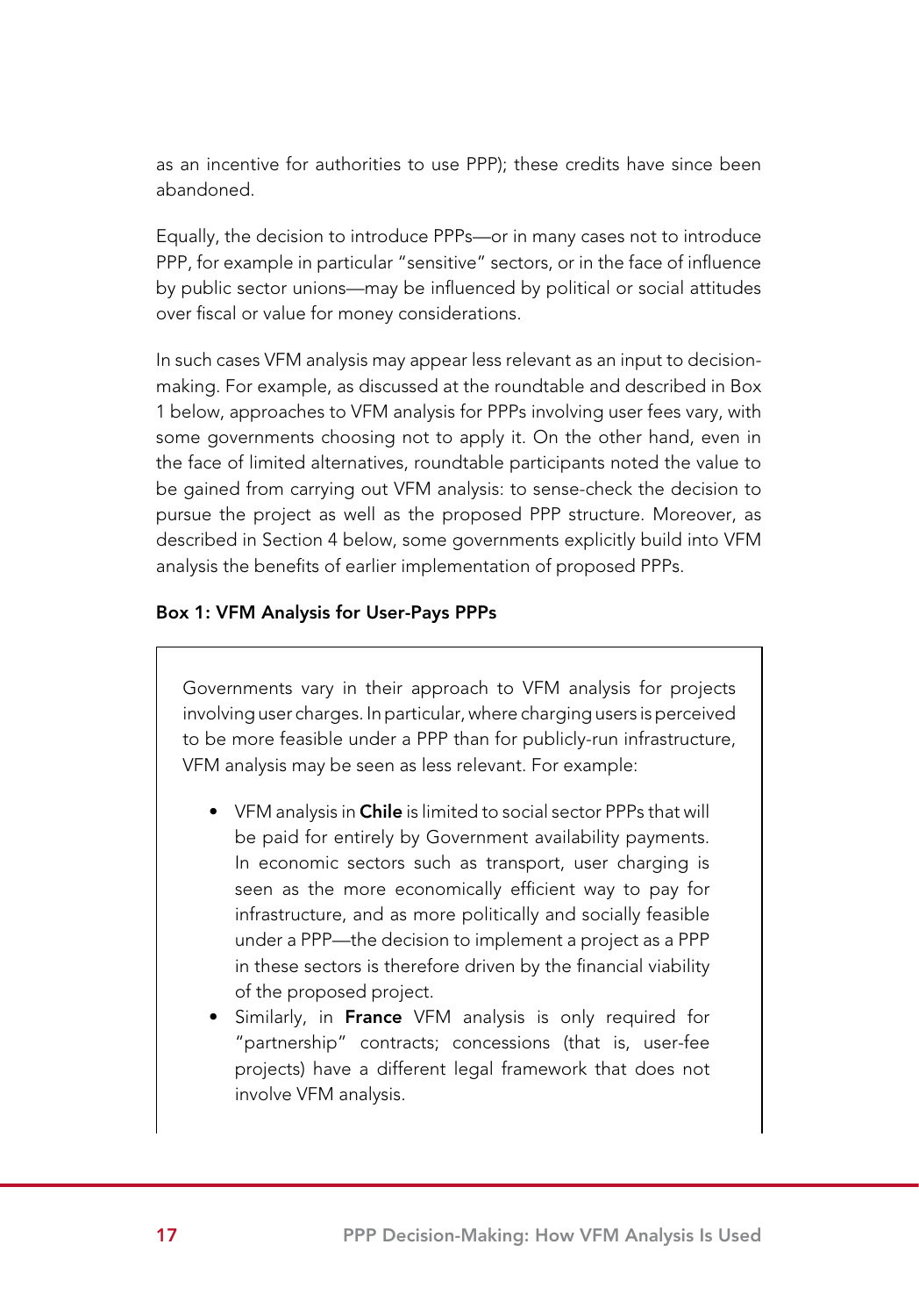as an incentive for authorities to use PPP); these credits have since been abandoned.

Equally, the decision to introduce PPPs—or in many cases not to introduce PPP, for example in particular "sensitive" sectors, or in the face of influence by public sector unions—may be influenced by political or social attitudes over fiscal or value for money considerations.

In such cases VFM analysis may appear less relevant as an input to decision-making. For example, as discussed at the roundtable and described in Box 1 below, approaches to VFM analysis for PPPs involving user fees vary, with some governments choosing not to apply it. On the other hand, even in the face of limited alternatives, roundtable participants noted the value to be gained from carrying out VFM analysis: to sense-check the decision to pursue the project as well as the proposed PPP structure. Moreover, as described in Section 4 below, some governments explicitly build into VFM analysis the benefits of earlier implementation of proposed PPPs.

**Box 1: VFM Analysis for User-Pays PPPs**

Governments vary in their approach to VFM analysis for projects involving user charges. In particular, where charging users is perceived to be more feasible under a PPP than for publicly-run infrastructure, VFM analysis may be seen as less relevant. For example:

- VFM analysis in **Chile** is limited to social sector PPPs that will be paid for entirely by Government availability payments. In economic sectors such as transport, user charging is seen as the more economically efficient way to pay for infrastructure, and as more politically and socially feasible under a PPP—the decision to implement a project as a PPP in these sectors is therefore driven by the financial viability of the proposed project.
- Similarly, in **France** VFM analysis is only required for "partnership" contracts; concessions (that is, user-fee projects) have a different legal framework that does not involve VFM analysis.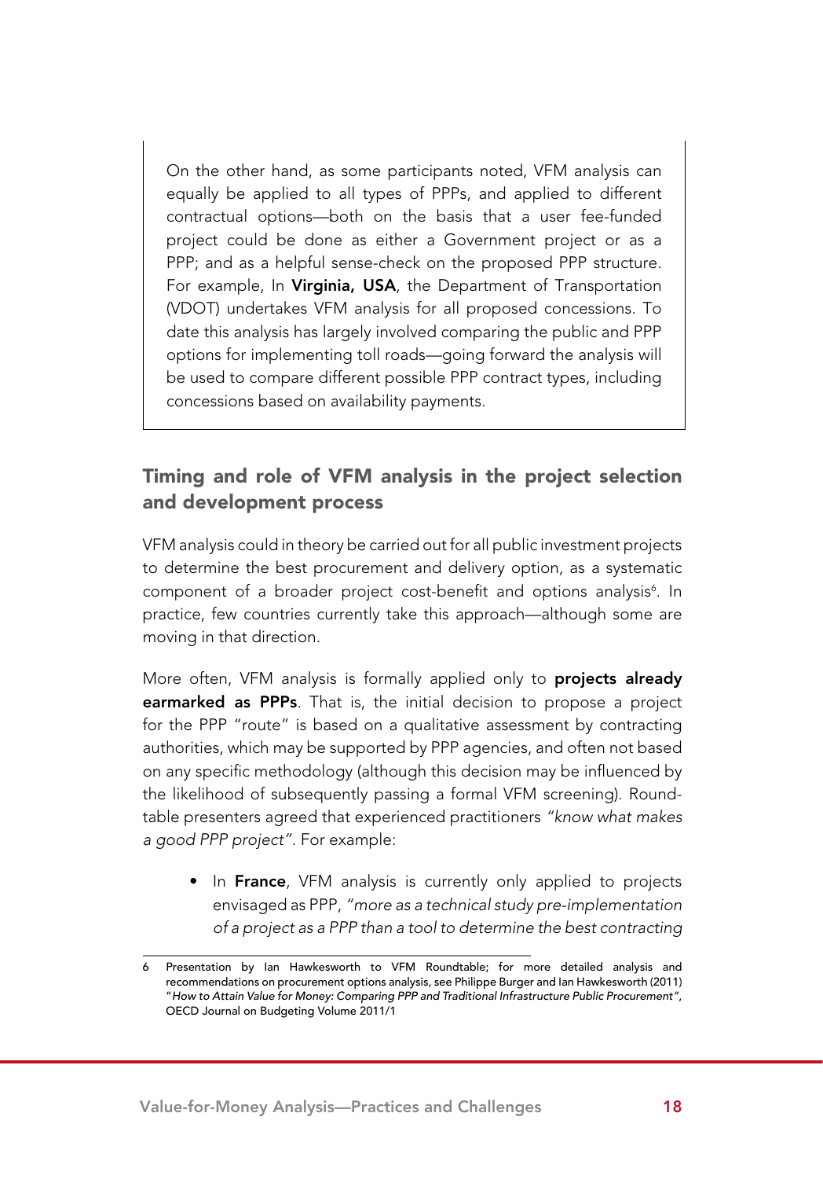On the other hand, as some participants noted, VFM analysis can equally be applied to all types of PPPs, and applied to different contractual options—both on the basis that a user fee-funded project could be done as either a Government project or as a PPP; and as a helpful sense-check on the proposed PPP structure. For example, In **Virginia, USA**, the Department of Transportation (VDOT) undertakes VFM analysis for all proposed concessions. To date this analysis has largely involved comparing the public and PPP options for implementing toll roads—going forward the analysis will be used to compare different possible PPP contract types, including concessions based on availability payments.

## Timing and role of VFM analysis in the project selection and development process

VFM analysis could in theory be carried out for all public investment projects to determine the best procurement and delivery option, as a systematic component of a broader project cost-benefit and options analysis[6]. In practice, few countries currently take this approach—although some are moving in that direction.

More often, VFM analysis is formally applied only to **projects already earmarked as PPPs**. That is, the initial decision to propose a project for the PPP "route" is based on a qualitative assessment by contracting authorities, which may be supported by PPP agencies, and often not based on any specific methodology (although this decision may be influenced by the likelihood of subsequently passing a formal VFM screening). Round-table presenters agreed that experienced practitioners *"know what makes a good PPP project"*. For example:

- In **France**, VFM analysis is currently only applied to projects envisaged as PPP, *"more as a technical study pre-implementation of a project as a PPP than a tool to determine the best contracting*

---

6 Presentation by Ian Hawkesworth to VFM Roundtable; for more detailed analysis and recommendations on procurement options analysis, see Philippe Burger and Ian Hawkesworth (2011) "*How to Attain Value for Money: Comparing PPP and Traditional Infrastructure Public Procurement*", OECD Journal on Budgeting Volume 2011/1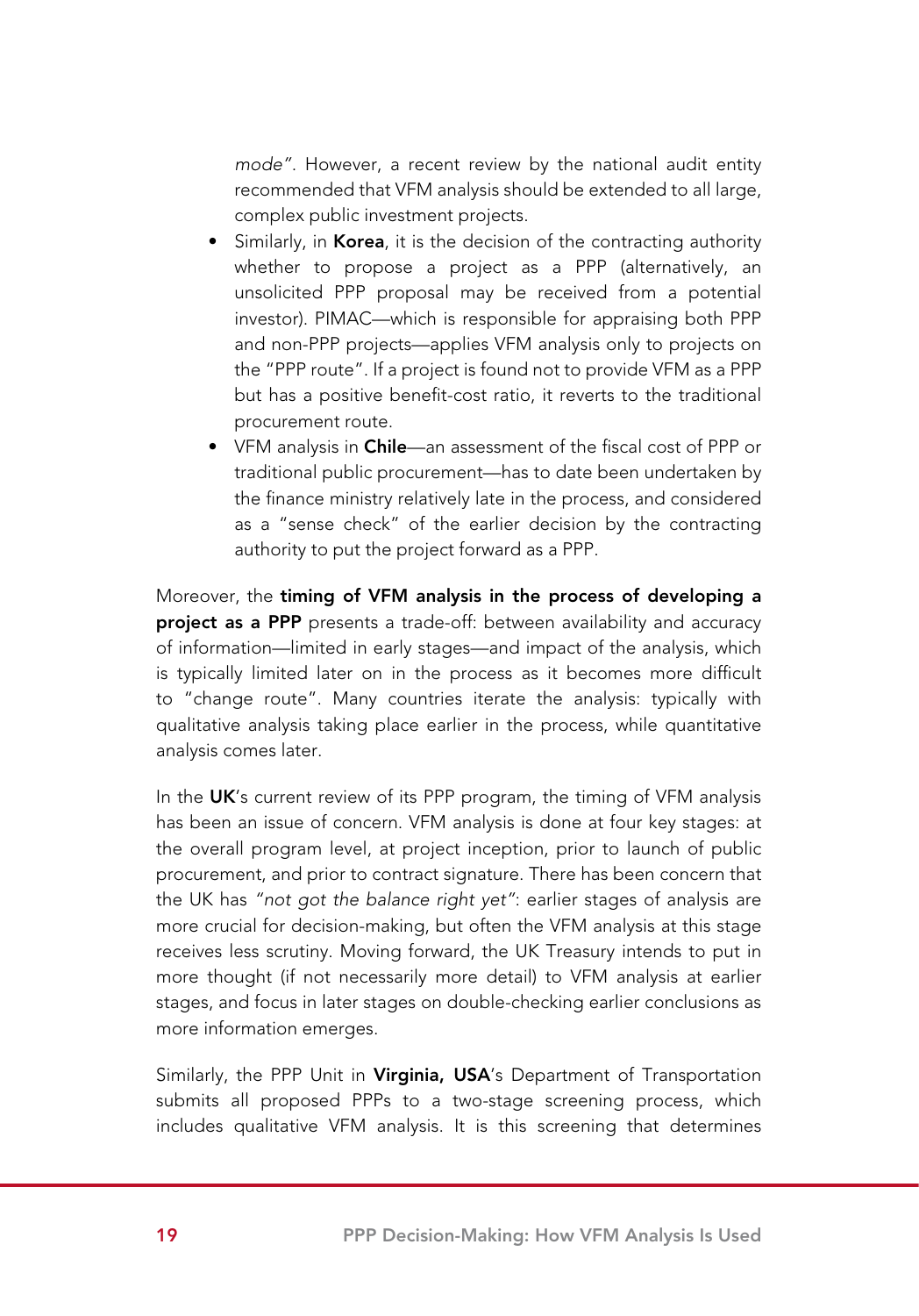*mode"*. However, a recent review by the national audit entity recommended that VFM analysis should be extended to all large, complex public investment projects.

- Similarly, in **Korea**, it is the decision of the contracting authority whether to propose a project as a PPP (alternatively, an unsolicited PPP proposal may be received from a potential investor). PIMAC—which is responsible for appraising both PPP and non-PPP projects—applies VFM analysis only to projects on the "PPP route". If a project is found not to provide VFM as a PPP but has a positive benefit-cost ratio, it reverts to the traditional procurement route.
- VFM analysis in **Chile**—an assessment of the fiscal cost of PPP or traditional public procurement—has to date been undertaken by the finance ministry relatively late in the process, and considered as a "sense check" of the earlier decision by the contracting authority to put the project forward as a PPP.

Moreover, the **timing of VFM analysis in the process of developing a project as a PPP** presents a trade-off: between availability and accuracy of information—limited in early stages—and impact of the analysis, which is typically limited later on in the process as it becomes more difficult to "change route". Many countries iterate the analysis: typically with qualitative analysis taking place earlier in the process, while quantitative analysis comes later.

In the **UK**'s current review of its PPP program, the timing of VFM analysis has been an issue of concern. VFM analysis is done at four key stages: at the overall program level, at project inception, prior to launch of public procurement, and prior to contract signature. There has been concern that the UK has *"not got the balance right yet"*: earlier stages of analysis are more crucial for decision-making, but often the VFM analysis at this stage receives less scrutiny. Moving forward, the UK Treasury intends to put in more thought (if not necessarily more detail) to VFM analysis at earlier stages, and focus in later stages on double-checking earlier conclusions as more information emerges.

Similarly, the PPP Unit in **Virginia, USA**'s Department of Transportation submits all proposed PPPs to a two-stage screening process, which includes qualitative VFM analysis. It is this screening that determines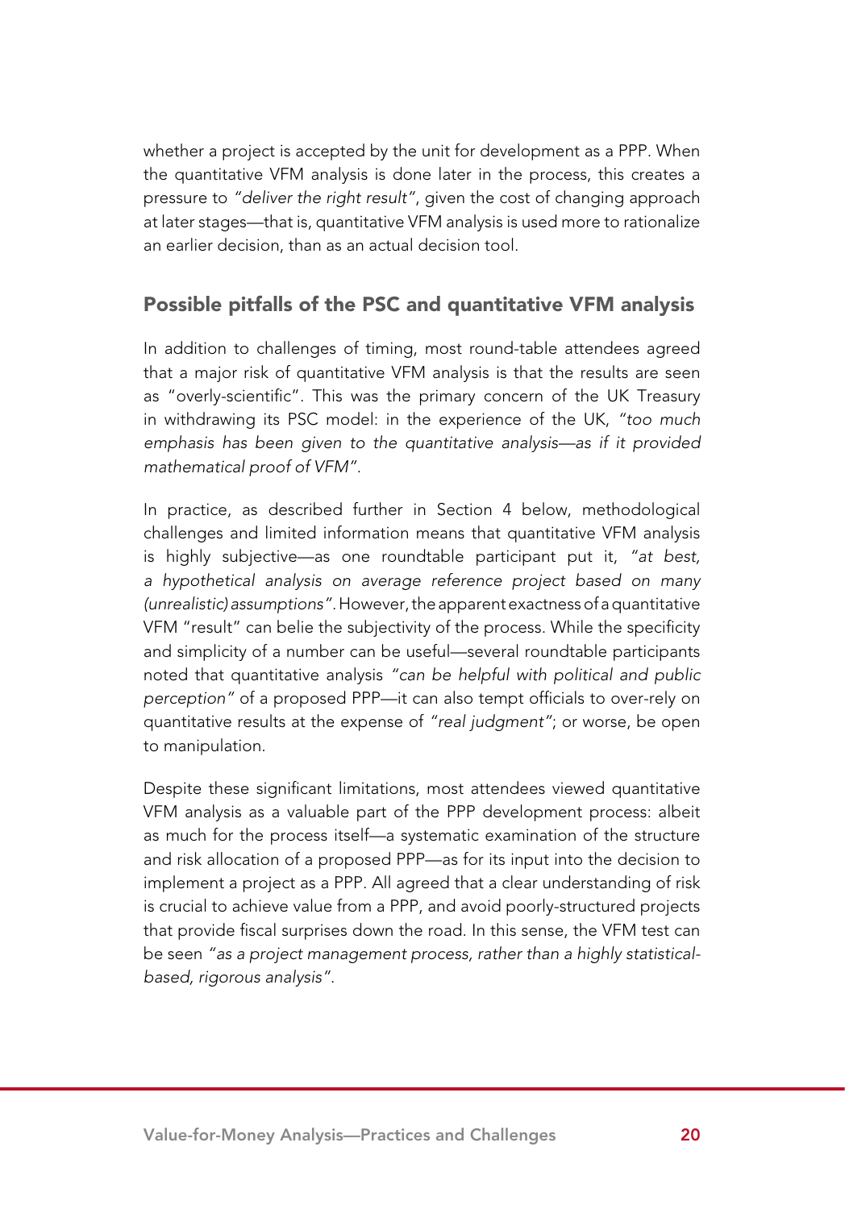whether a project is accepted by the unit for development as a PPP. When the quantitative VFM analysis is done later in the process, this creates a pressure to *"deliver the right result"*, given the cost of changing approach at later stages—that is, quantitative VFM analysis is used more to rationalize an earlier decision, than as an actual decision tool.

## Possible pitfalls of the PSC and quantitative VFM analysis

In addition to challenges of timing, most round-table attendees agreed that a major risk of quantitative VFM analysis is that the results are seen as "overly-scientific". This was the primary concern of the UK Treasury in withdrawing its PSC model: in the experience of the UK, *"too much emphasis has been given to the quantitative analysis—as if it provided mathematical proof of VFM"*.

In practice, as described further in Section 4 below, methodological challenges and limited information means that quantitative VFM analysis is highly subjective—as one roundtable participant put it, *"at best, a hypothetical analysis on average reference project based on many (unrealistic) assumptions"*. However, the apparent exactness of a quantitative VFM "result" can belie the subjectivity of the process. While the specificity and simplicity of a number can be useful—several roundtable participants noted that quantitative analysis *"can be helpful with political and public perception"* of a proposed PPP—it can also tempt officials to over-rely on quantitative results at the expense of *"real judgment"*; or worse, be open to manipulation.

Despite these significant limitations, most attendees viewed quantitative VFM analysis as a valuable part of the PPP development process: albeit as much for the process itself—a systematic examination of the structure and risk allocation of a proposed PPP—as for its input into the decision to implement a project as a PPP. All agreed that a clear understanding of risk is crucial to achieve value from a PPP, and avoid poorly-structured projects that provide fiscal surprises down the road. In this sense, the VFM test can be seen *"as a project management process, rather than a highly statistical-based, rigorous analysis"*.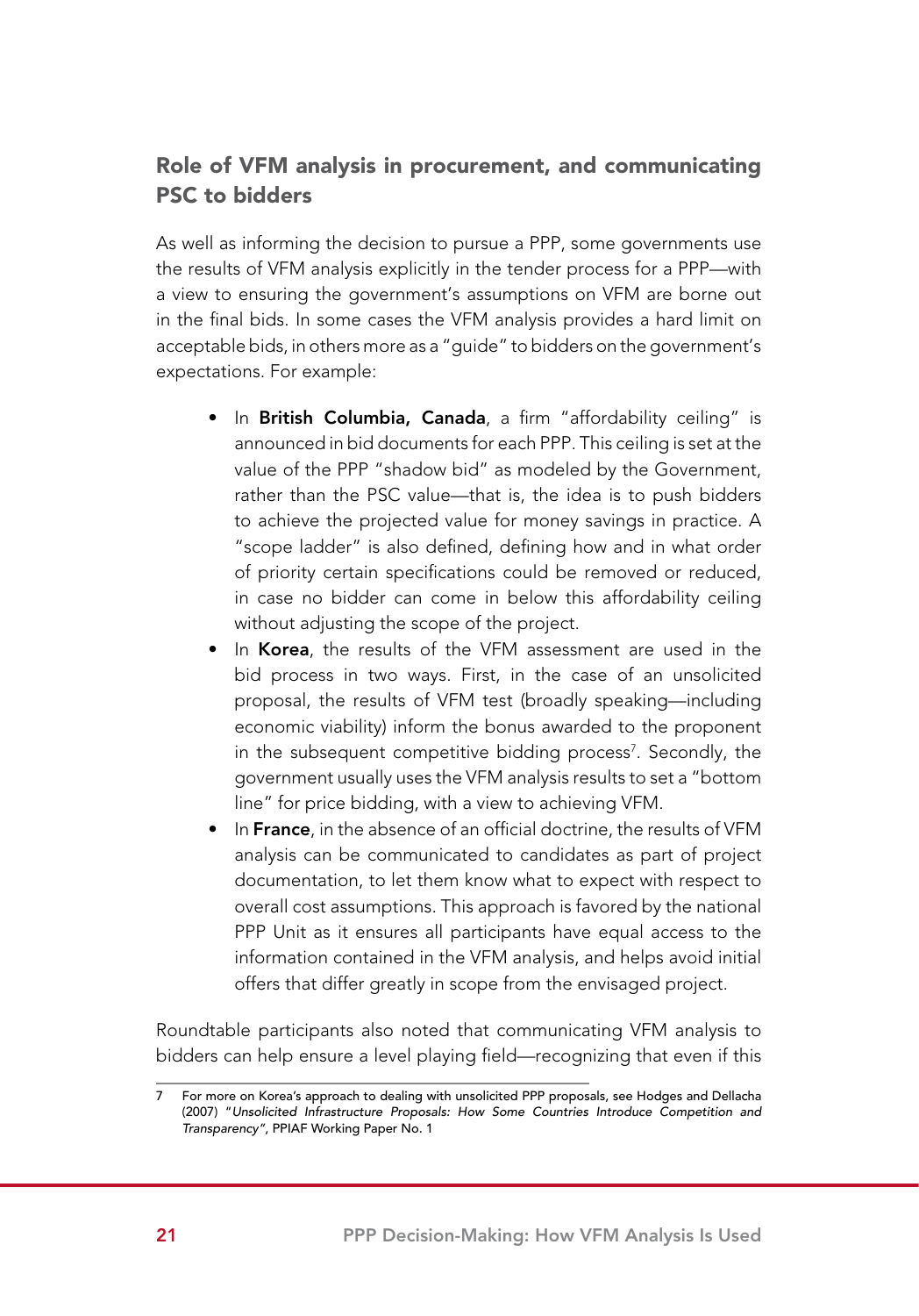## Role of VFM analysis in procurement, and communicating PSC to bidders

As well as informing the decision to pursue a PPP, some governments use the results of VFM analysis explicitly in the tender process for a PPP—with a view to ensuring the government's assumptions on VFM are borne out in the final bids. In some cases the VFM analysis provides a hard limit on acceptable bids, in others more as a "guide" to bidders on the government's expectations. For example:

- In **British Columbia, Canada**, a firm "affordability ceiling" is announced in bid documents for each PPP. This ceiling is set at the value of the PPP "shadow bid" as modeled by the Government, rather than the PSC value—that is, the idea is to push bidders to achieve the projected value for money savings in practice. A "scope ladder" is also defined, defining how and in what order of priority certain specifications could be removed or reduced, in case no bidder can come in below this affordability ceiling without adjusting the scope of the project.
- In **Korea**, the results of the VFM assessment are used in the bid process in two ways. First, in the case of an unsolicited proposal, the results of VFM test (broadly speaking—including economic viability) inform the bonus awarded to the proponent in the subsequent competitive bidding process[7]. Secondly, the government usually uses the VFM analysis results to set a "bottom line" for price bidding, with a view to achieving VFM.
- In **France**, in the absence of an official doctrine, the results of VFM analysis can be communicated to candidates as part of project documentation, to let them know what to expect with respect to overall cost assumptions. This approach is favored by the national PPP Unit as it ensures all participants have equal access to the information contained in the VFM analysis, and helps avoid initial offers that differ greatly in scope from the envisaged project.

Roundtable participants also noted that communicating VFM analysis to bidders can help ensure a level playing field—recognizing that even if this

7 For more on Korea's approach to dealing with unsolicited PPP proposals, see Hodges and Dellacha (2007) "*Unsolicited Infrastructure Proposals: How Some Countries Introduce Competition and Transparency*", PPIAF Working Paper No. 1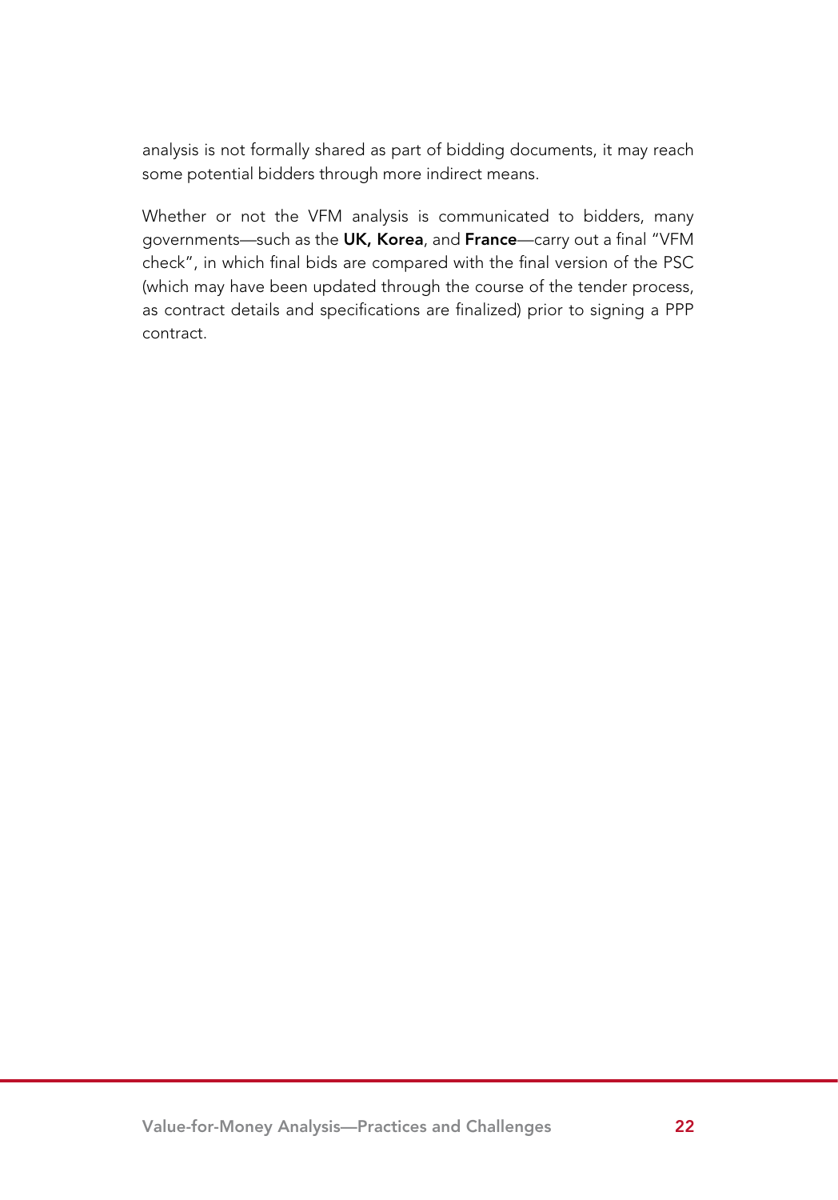analysis is not formally shared as part of bidding documents, it may reach some potential bidders through more indirect means.

Whether or not the VFM analysis is communicated to bidders, many governments—such as the **UK, Korea**, and **France**—carry out a final "VFM check", in which final bids are compared with the final version of the PSC (which may have been updated through the course of the tender process, as contract details and specifications are finalized) prior to signing a PPP contract.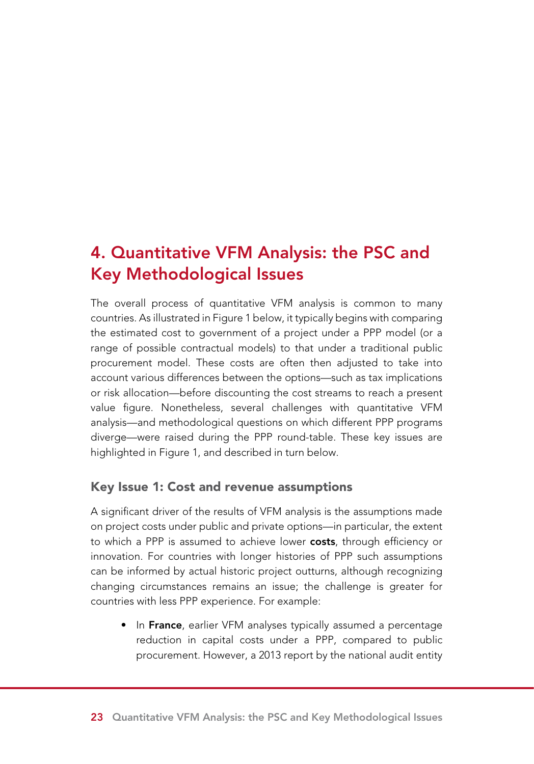# 4. Quantitative VFM Analysis: the PSC and Key Methodological Issues

The overall process of quantitative VFM analysis is common to many countries. As illustrated in Figure 1 below, it typically begins with comparing the estimated cost to government of a project under a PPP model (or a range of possible contractual models) to that under a traditional public procurement model. These costs are often then adjusted to take into account various differences between the options—such as tax implications or risk allocation—before discounting the cost streams to reach a present value figure. Nonetheless, several challenges with quantitative VFM analysis—and methodological questions on which different PPP programs diverge—were raised during the PPP round-table. These key issues are highlighted in Figure 1, and described in turn below.

## Key Issue 1: Cost and revenue assumptions

A significant driver of the results of VFM analysis is the assumptions made on project costs under public and private options—in particular, the extent to which a PPP is assumed to achieve lower **costs**, through efficiency or innovation. For countries with longer histories of PPP such assumptions can be informed by actual historic project outturns, although recognizing changing circumstances remains an issue; the challenge is greater for countries with less PPP experience. For example:

- In **France**, earlier VFM analyses typically assumed a percentage reduction in capital costs under a PPP, compared to public procurement. However, a 2013 report by the national audit entity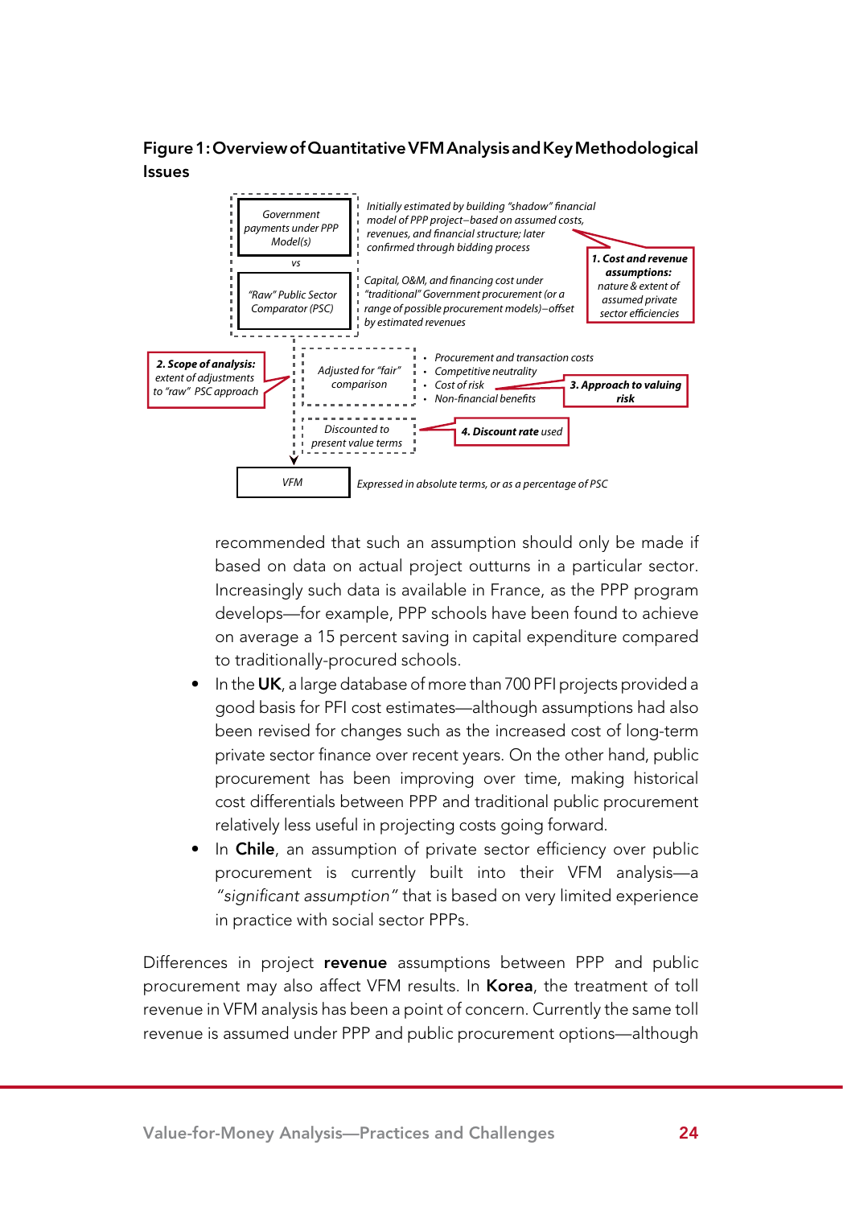**Figure 1: Overview of Quantitative VFM Analysis and Key Methodological Issues**

Government payments under PPP Model(s)

vs

"Raw" Public Sector Comparator (PSC)

*Initially estimated by building "shadow" financial model of PPP project–based on assumed costs, revenues, and financial structure; later confirmed through bidding process*

*Capital, O&M, and financing cost under "traditional" Government procurement (or a range of possible procurement models)–offset by estimated revenues*

***1. Cost and revenue assumptions:*** *nature & extent of assumed private sector efficiencies*

***2. Scope of analysis:*** *extent of adjustments to "raw" PSC approach*

Adjusted for "fair" comparison

- *Procurement and transaction costs*
- *Competitive neutrality*
- *Cost of risk*
- *Non-financial benefits*

***3. Approach to valuing risk***

Discounted to present value terms

***4. Discount rate** used*

VFM

*Expressed in absolute terms, or as a percentage of PSC*

recommended that such an assumption should only be made if based on data on actual project outturns in a particular sector. Increasingly such data is available in France, as the PPP program develops—for example, PPP schools have been found to achieve on average a 15 percent saving in capital expenditure compared to traditionally-procured schools.

- In the **UK**, a large database of more than 700 PFI projects provided a good basis for PFI cost estimates—although assumptions had also been revised for changes such as the increased cost of long-term private sector finance over recent years. On the other hand, public procurement has been improving over time, making historical cost differentials between PPP and traditional public procurement relatively less useful in projecting costs going forward.
- In **Chile**, an assumption of private sector efficiency over public procurement is currently built into their VFM analysis—a *"significant assumption"* that is based on very limited experience in practice with social sector PPPs.

Differences in project **revenue** assumptions between PPP and public procurement may also affect VFM results. In **Korea**, the treatment of toll revenue in VFM analysis has been a point of concern. Currently the same toll revenue is assumed under PPP and public procurement options—although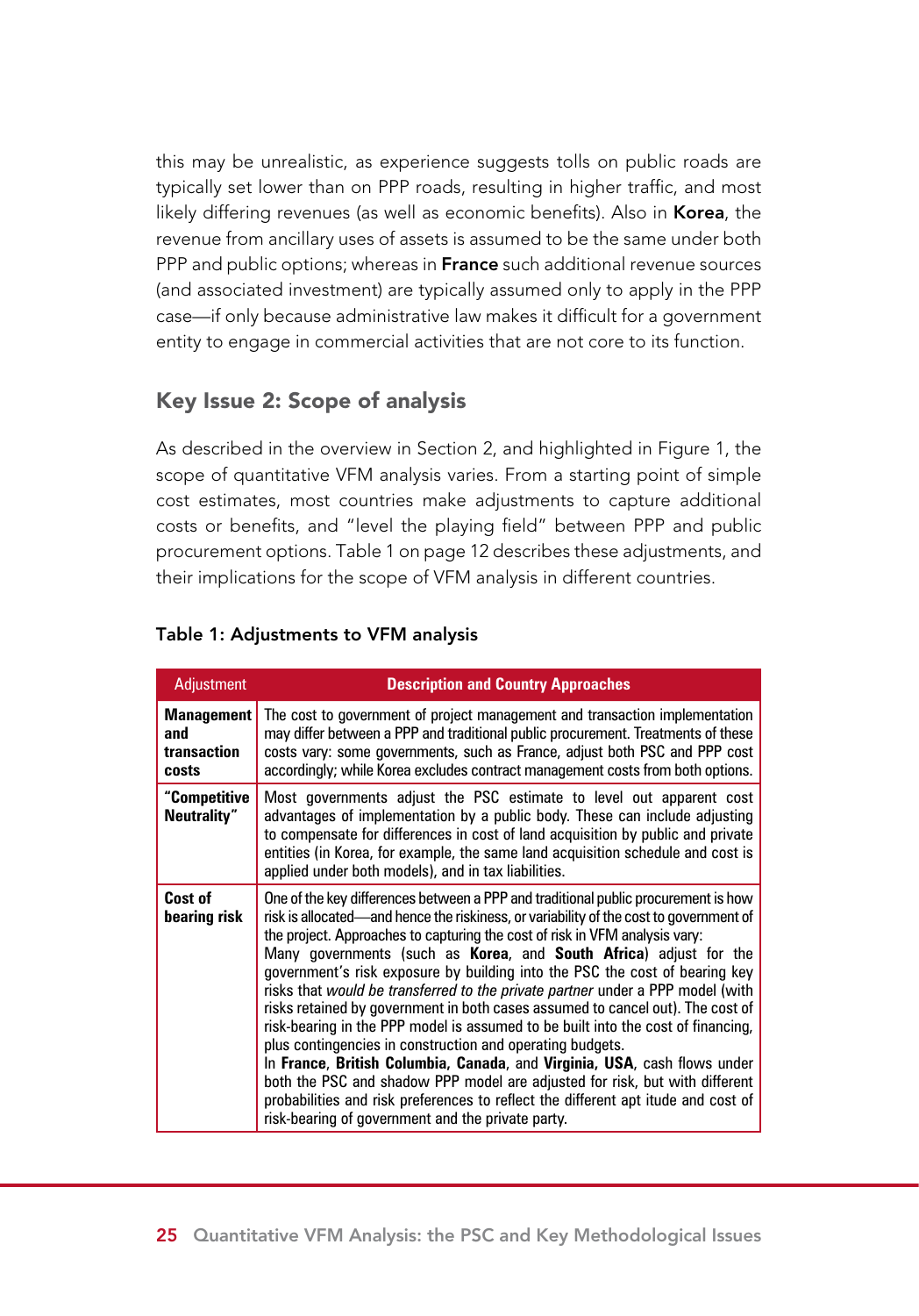this may be unrealistic, as experience suggests tolls on public roads are typically set lower than on PPP roads, resulting in higher traffic, and most likely differing revenues (as well as economic benefits). Also in **Korea**, the revenue from ancillary uses of assets is assumed to be the same under both PPP and public options; whereas in **France** such additional revenue sources (and associated investment) are typically assumed only to apply in the PPP case—if only because administrative law makes it difficult for a government entity to engage in commercial activities that are not core to its function.

## Key Issue 2: Scope of analysis

As described in the overview in Section 2, and highlighted in Figure 1, the scope of quantitative VFM analysis varies. From a starting point of simple cost estimates, most countries make adjustments to capture additional costs or benefits, and "level the playing field" between PPP and public procurement options. Table 1 on page 12 describes these adjustments, and their implications for the scope of VFM analysis in different countries.

**Table 1: Adjustments to VFM analysis**

| Adjustment | Description and Country Approaches |
|---|---|
| **Management and transaction costs** | The cost to government of project management and transaction implementation may differ between a PPP and traditional public procurement. Treatments of these costs vary: some governments, such as France, adjust both PSC and PPP cost accordingly; while Korea excludes contract management costs from both options. |
| **"Competitive Neutrality"** | Most governments adjust the PSC estimate to level out apparent cost advantages of implementation by a public body. These can include adjusting to compensate for differences in cost of land acquisition by public and private entities (in Korea, for example, the same land acquisition schedule and cost is applied under both models), and in tax liabilities. |
| **Cost of bearing risk** | One of the key differences between a PPP and traditional public procurement is how risk is allocated—and hence the riskiness, or variability of the cost to government of the project. Approaches to capturing the cost of risk in VFM analysis vary:<br>Many governments (such as **Korea**, and **South Africa**) adjust for the government's risk exposure by building into the PSC the cost of bearing key risks that *would be transferred to the private partner* under a PPP model (with risks retained by government in both cases assumed to cancel out). The cost of risk-bearing in the PPP model is assumed to be built into the cost of financing, plus contingencies in construction and operating budgets.<br>In **France**, **British Columbia, Canada**, and **Virginia, USA**, cash flows under both the PSC and shadow PPP model are adjusted for risk, but with different probabilities and risk preferences to reflect the different apt itude and cost of risk-bearing of government and the private party. |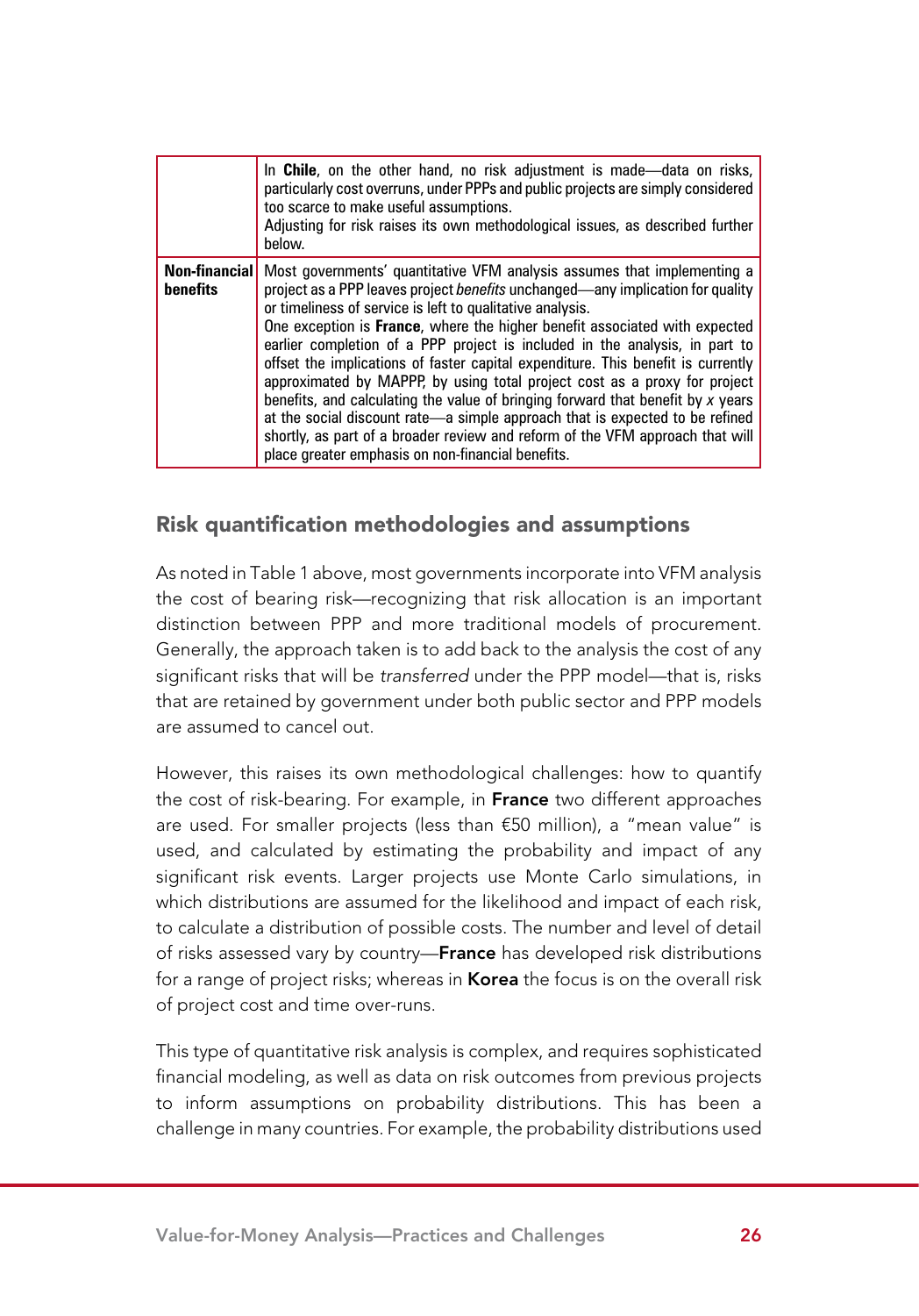| | |
|---|---|
| | In **Chile**, on the other hand, no risk adjustment is made—data on risks, particularly cost overruns, under PPPs and public projects are simply considered too scarce to make useful assumptions.<br>Adjusting for risk raises its own methodological issues, as described further below. |
| **Non-financial benefits** | Most governments' quantitative VFM analysis assumes that implementing a project as a PPP leaves project *benefits* unchanged—any implication for quality or timeliness of service is left to qualitative analysis.<br>One exception is **France**, where the higher benefit associated with expected earlier completion of a PPP project is included in the analysis, in part to offset the implications of faster capital expenditure. This benefit is currently approximated by MAPPP, by using total project cost as a proxy for project benefits, and calculating the value of bringing forward that benefit by *x* years at the social discount rate—a simple approach that is expected to be refined shortly, as part of a broader review and reform of the VFM approach that will place greater emphasis on non-financial benefits. |

## Risk quantification methodologies and assumptions

As noted in Table 1 above, most governments incorporate into VFM analysis the cost of bearing risk—recognizing that risk allocation is an important distinction between PPP and more traditional models of procurement. Generally, the approach taken is to add back to the analysis the cost of any significant risks that will be *transferred* under the PPP model—that is, risks that are retained by government under both public sector and PPP models are assumed to cancel out.

However, this raises its own methodological challenges: how to quantify the cost of risk-bearing. For example, in **France** two different approaches are used. For smaller projects (less than €50 million), a "mean value" is used, and calculated by estimating the probability and impact of any significant risk events. Larger projects use Monte Carlo simulations, in which distributions are assumed for the likelihood and impact of each risk, to calculate a distribution of possible costs. The number and level of detail of risks assessed vary by country—**France** has developed risk distributions for a range of project risks; whereas in **Korea** the focus is on the overall risk of project cost and time over-runs.

This type of quantitative risk analysis is complex, and requires sophisticated financial modeling, as well as data on risk outcomes from previous projects to inform assumptions on probability distributions. This has been a challenge in many countries. For example, the probability distributions used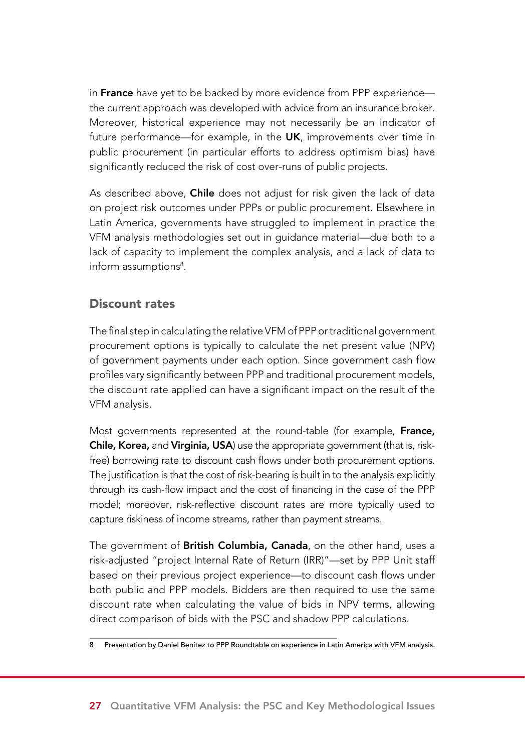in **France** have yet to be backed by more evidence from PPP experience—the current approach was developed with advice from an insurance broker. Moreover, historical experience may not necessarily be an indicator of future performance—for example, in the **UK**, improvements over time in public procurement (in particular efforts to address optimism bias) have significantly reduced the risk of cost over-runs of public projects.

As described above, **Chile** does not adjust for risk given the lack of data on project risk outcomes under PPPs or public procurement. Elsewhere in Latin America, governments have struggled to implement in practice the VFM analysis methodologies set out in guidance material—due both to a lack of capacity to implement the complex analysis, and a lack of data to inform assumptions[8].

## Discount rates

The final step in calculating the relative VFM of PPP or traditional government procurement options is typically to calculate the net present value (NPV) of government payments under each option. Since government cash flow profiles vary significantly between PPP and traditional procurement models, the discount rate applied can have a significant impact on the result of the VFM analysis.

Most governments represented at the round-table (for example, **France, Chile, Korea,** and **Virginia, USA**) use the appropriate government (that is, risk-free) borrowing rate to discount cash flows under both procurement options. The justification is that the cost of risk-bearing is built in to the analysis explicitly through its cash-flow impact and the cost of financing in the case of the PPP model; moreover, risk-reflective discount rates are more typically used to capture riskiness of income streams, rather than payment streams.

The government of **British Columbia, Canada**, on the other hand, uses a risk-adjusted "project Internal Rate of Return (IRR)"—set by PPP Unit staff based on their previous project experience—to discount cash flows under both public and PPP models. Bidders are then required to use the same discount rate when calculating the value of bids in NPV terms, allowing direct comparison of bids with the PSC and shadow PPP calculations.

8 Presentation by Daniel Benitez to PPP Roundtable on experience in Latin America with VFM analysis.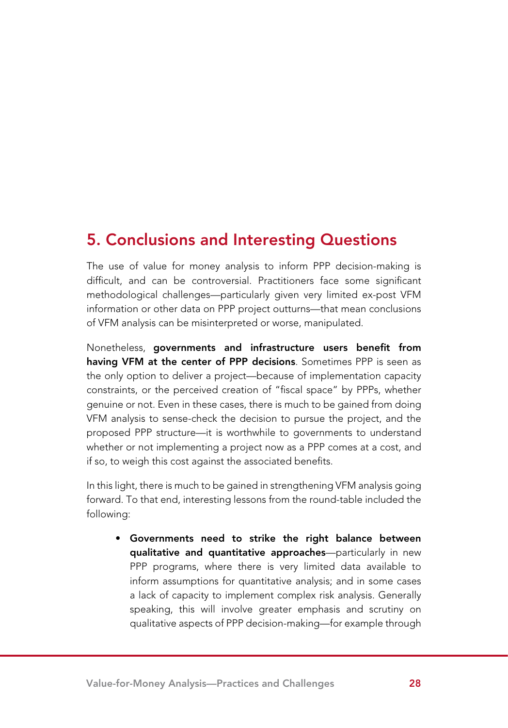## 5. Conclusions and Interesting Questions

The use of value for money analysis to inform PPP decision-making is difficult, and can be controversial. Practitioners face some significant methodological challenges—particularly given very limited ex-post VFM information or other data on PPP project outturns—that mean conclusions of VFM analysis can be misinterpreted or worse, manipulated.

Nonetheless, **governments and infrastructure users benefit from having VFM at the center of PPP decisions**. Sometimes PPP is seen as the only option to deliver a project—because of implementation capacity constraints, or the perceived creation of "fiscal space" by PPPs, whether genuine or not. Even in these cases, there is much to be gained from doing VFM analysis to sense-check the decision to pursue the project, and the proposed PPP structure—it is worthwhile to governments to understand whether or not implementing a project now as a PPP comes at a cost, and if so, to weigh this cost against the associated benefits.

In this light, there is much to be gained in strengthening VFM analysis going forward. To that end, interesting lessons from the round-table included the following:

- **Governments need to strike the right balance between qualitative and quantitative approaches**—particularly in new PPP programs, where there is very limited data available to inform assumptions for quantitative analysis; and in some cases a lack of capacity to implement complex risk analysis. Generally speaking, this will involve greater emphasis and scrutiny on qualitative aspects of PPP decision-making—for example through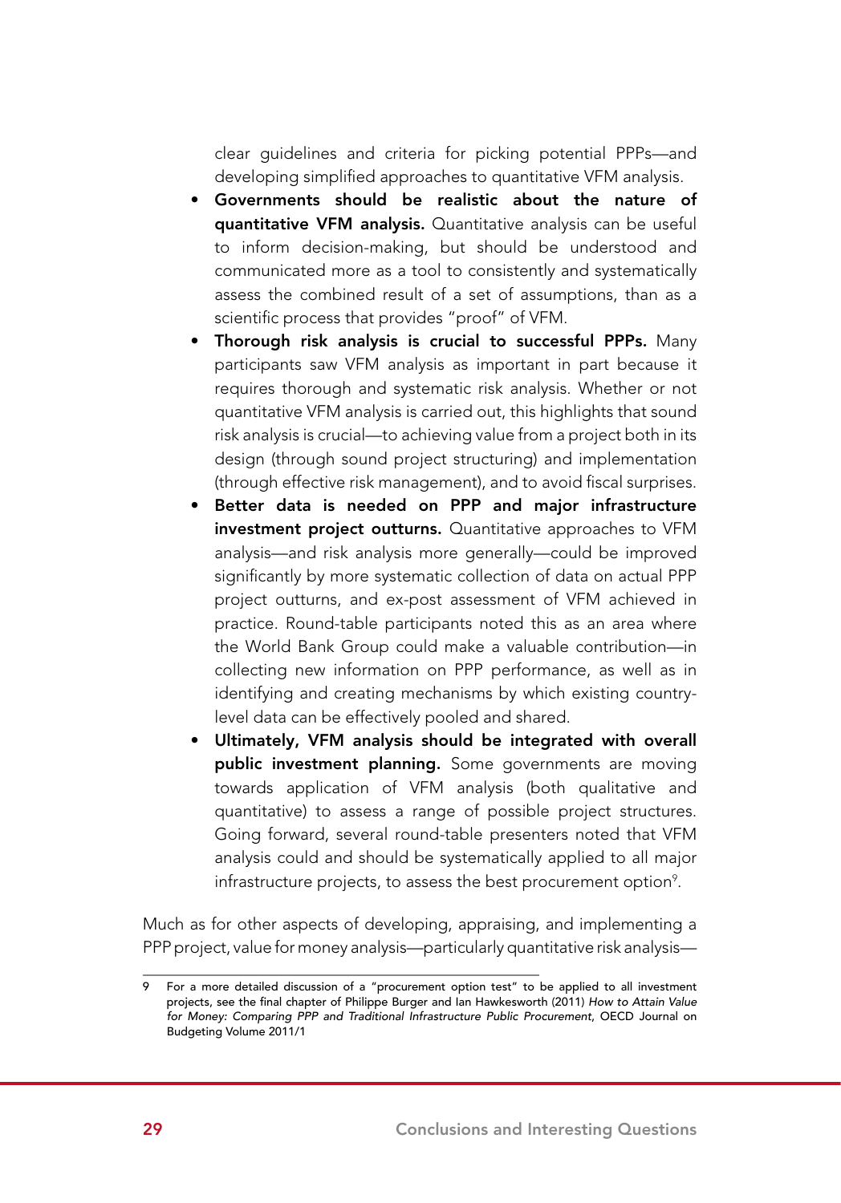clear guidelines and criteria for picking potential PPPs—and developing simplified approaches to quantitative VFM analysis.

- **Governments should be realistic about the nature of quantitative VFM analysis.** Quantitative analysis can be useful to inform decision-making, but should be understood and communicated more as a tool to consistently and systematically assess the combined result of a set of assumptions, than as a scientific process that provides "proof" of VFM.
- **Thorough risk analysis is crucial to successful PPPs.** Many participants saw VFM analysis as important in part because it requires thorough and systematic risk analysis. Whether or not quantitative VFM analysis is carried out, this highlights that sound risk analysis is crucial—to achieving value from a project both in its design (through sound project structuring) and implementation (through effective risk management), and to avoid fiscal surprises.
- **Better data is needed on PPP and major infrastructure investment project outturns.** Quantitative approaches to VFM analysis—and risk analysis more generally—could be improved significantly by more systematic collection of data on actual PPP project outturns, and ex-post assessment of VFM achieved in practice. Round-table participants noted this as an area where the World Bank Group could make a valuable contribution—in collecting new information on PPP performance, as well as in identifying and creating mechanisms by which existing country-level data can be effectively pooled and shared.
- **Ultimately, VFM analysis should be integrated with overall public investment planning.** Some governments are moving towards application of VFM analysis (both qualitative and quantitative) to assess a range of possible project structures. Going forward, several round-table presenters noted that VFM analysis could and should be systematically applied to all major infrastructure projects, to assess the best procurement option[9].

Much as for other aspects of developing, appraising, and implementing a PPP project, value for money analysis—particularly quantitative risk analysis—

9 For a more detailed discussion of a "procurement option test" to be applied to all investment projects, see the final chapter of Philippe Burger and Ian Hawkesworth (2011) *How to Attain Value for Money: Comparing PPP and Traditional Infrastructure Public Procurement*, OECD Journal on Budgeting Volume 2011/1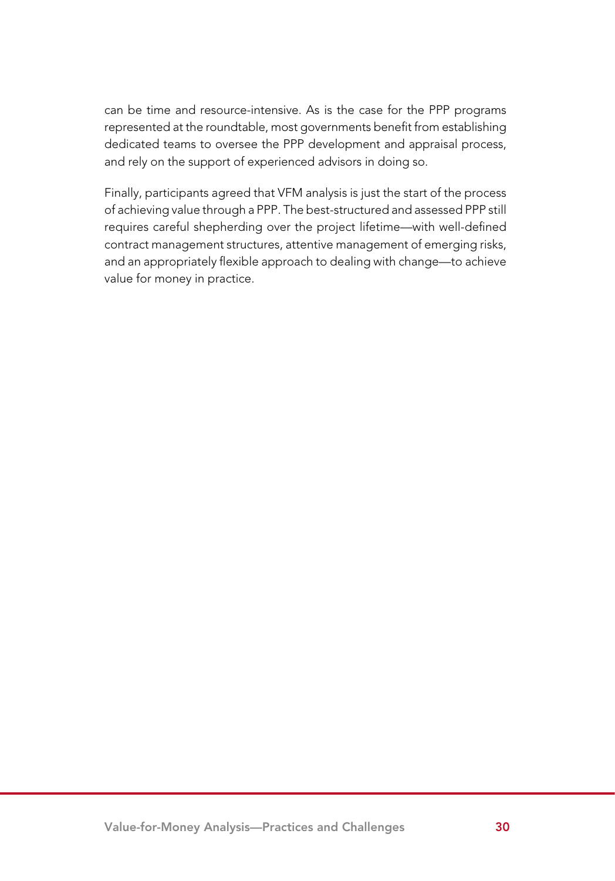can be time and resource-intensive. As is the case for the PPP programs represented at the roundtable, most governments benefit from establishing dedicated teams to oversee the PPP development and appraisal process, and rely on the support of experienced advisors in doing so.

Finally, participants agreed that VFM analysis is just the start of the process of achieving value through a PPP. The best-structured and assessed PPP still requires careful shepherding over the project lifetime—with well-defined contract management structures, attentive management of emerging risks, and an appropriately flexible approach to dealing with change—to achieve value for money in practice.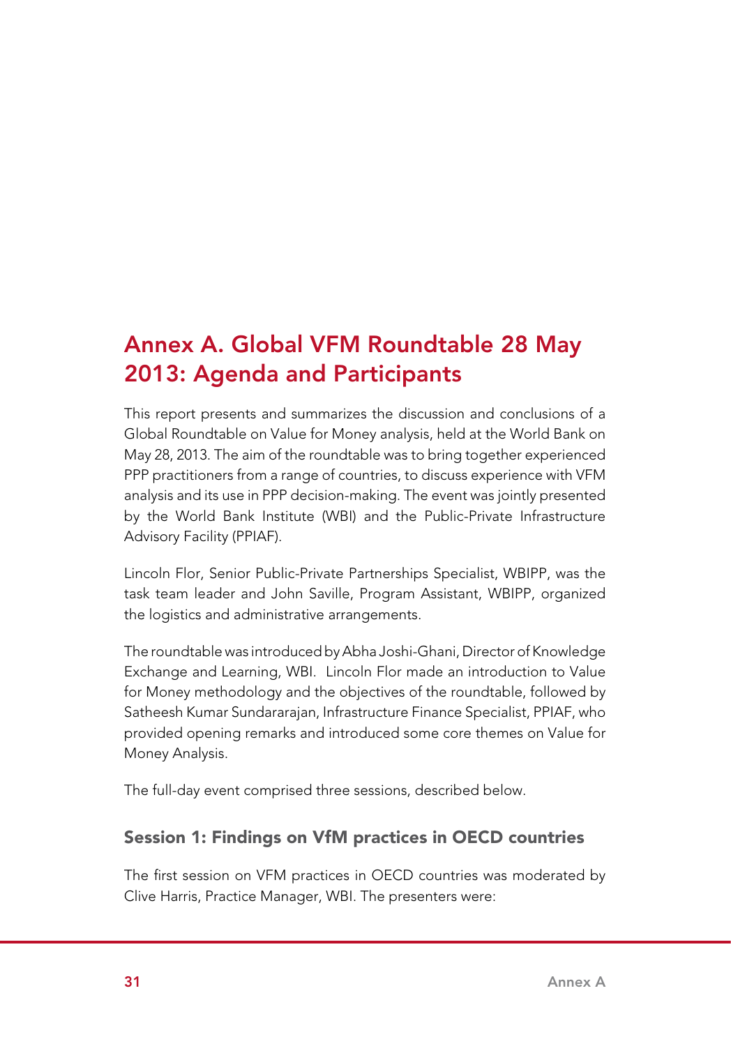# Annex A. Global VFM Roundtable 28 May 2013: Agenda and Participants

This report presents and summarizes the discussion and conclusions of a Global Roundtable on Value for Money analysis, held at the World Bank on May 28, 2013. The aim of the roundtable was to bring together experienced PPP practitioners from a range of countries, to discuss experience with VFM analysis and its use in PPP decision-making. The event was jointly presented by the World Bank Institute (WBI) and the Public-Private Infrastructure Advisory Facility (PPIAF).

Lincoln Flor, Senior Public-Private Partnerships Specialist, WBIPP, was the task team leader and John Saville, Program Assistant, WBIPP, organized the logistics and administrative arrangements.

The roundtable was introduced by Abha Joshi-Ghani, Director of Knowledge Exchange and Learning, WBI. Lincoln Flor made an introduction to Value for Money methodology and the objectives of the roundtable, followed by Satheesh Kumar Sundararajan, Infrastructure Finance Specialist, PPIAF, who provided opening remarks and introduced some core themes on Value for Money Analysis.

The full-day event comprised three sessions, described below.

### Session 1: Findings on VfM practices in OECD countries

The first session on VFM practices in OECD countries was moderated by Clive Harris, Practice Manager, WBI. The presenters were: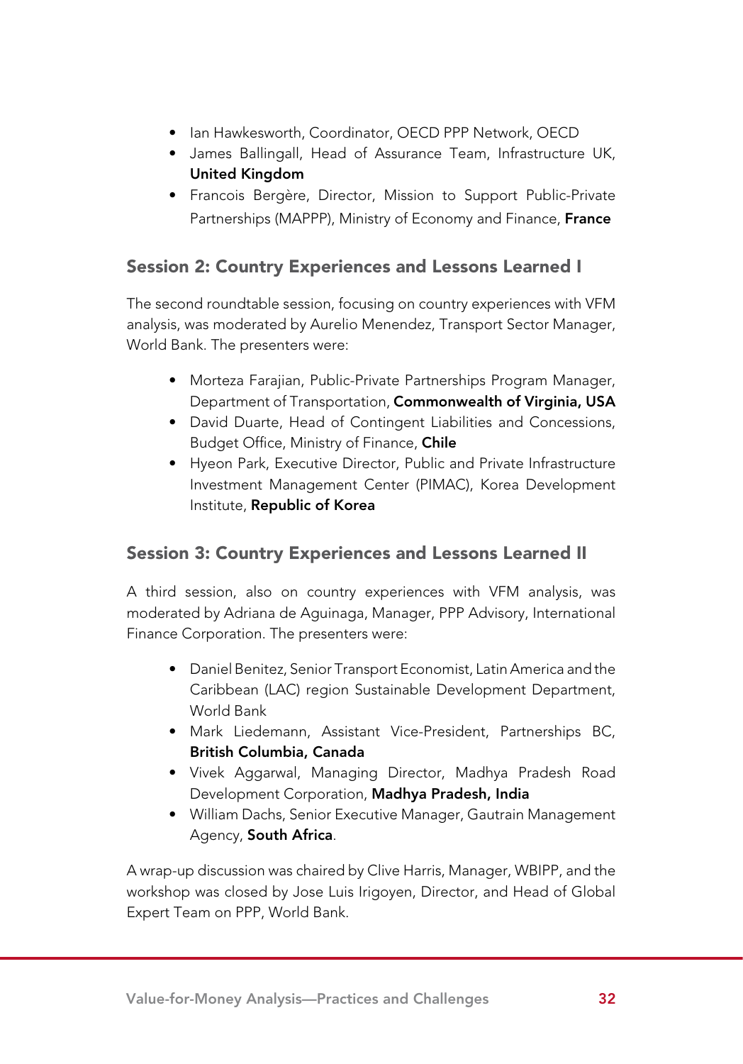- Ian Hawkesworth, Coordinator, OECD PPP Network, OECD
- James Ballingall, Head of Assurance Team, Infrastructure UK, **United Kingdom**
- Francois Bergère, Director, Mission to Support Public-Private Partnerships (MAPPP), Ministry of Economy and Finance, **France**

## Session 2: Country Experiences and Lessons Learned I

The second roundtable session, focusing on country experiences with VFM analysis, was moderated by Aurelio Menendez, Transport Sector Manager, World Bank. The presenters were:

- Morteza Farajian, Public-Private Partnerships Program Manager, Department of Transportation, **Commonwealth of Virginia, USA**
- David Duarte, Head of Contingent Liabilities and Concessions, Budget Office, Ministry of Finance, **Chile**
- Hyeon Park, Executive Director, Public and Private Infrastructure Investment Management Center (PIMAC), Korea Development Institute, **Republic of Korea**

## Session 3: Country Experiences and Lessons Learned II

A third session, also on country experiences with VFM analysis, was moderated by Adriana de Aguinaga, Manager, PPP Advisory, International Finance Corporation. The presenters were:

- Daniel Benitez, Senior Transport Economist, Latin America and the Caribbean (LAC) region Sustainable Development Department, World Bank
- Mark Liedemann, Assistant Vice-President, Partnerships BC, **British Columbia, Canada**
- Vivek Aggarwal, Managing Director, Madhya Pradesh Road Development Corporation, **Madhya Pradesh, India**
- William Dachs, Senior Executive Manager, Gautrain Management Agency, **South Africa**.

A wrap-up discussion was chaired by Clive Harris, Manager, WBIPP, and the workshop was closed by Jose Luis Irigoyen, Director, and Head of Global Expert Team on PPP, World Bank.